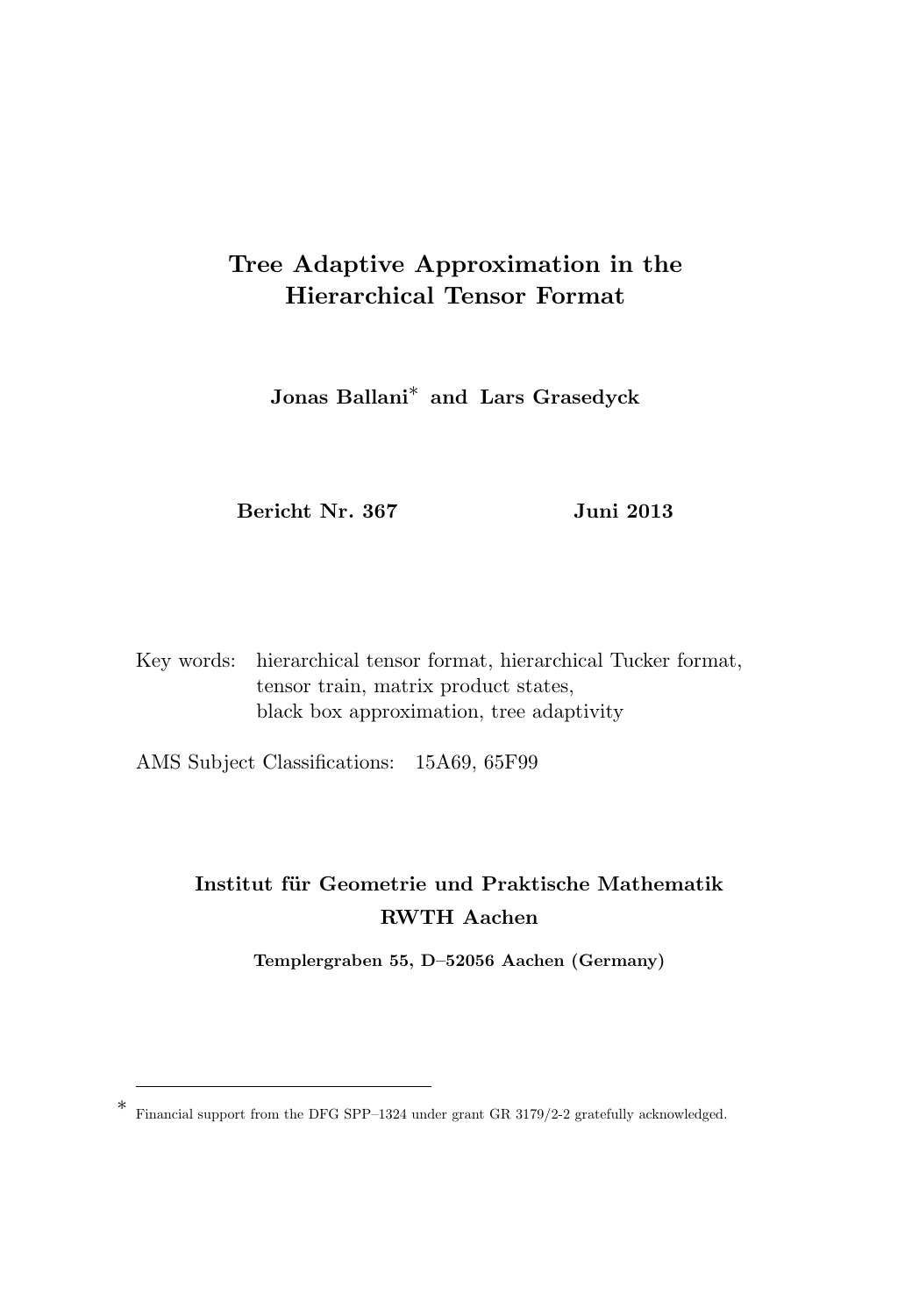# Tree Adaptive Approximation in the Hierarchical Tensor Format

**Jonas Ballani*** **and Lars Grasedyck**

**Bericht Nr. 367** **Juni 2013**

Key words: hierarchical tensor format, hierarchical Tucker format, tensor train, matrix product states, black box approximation, tree adaptivity

AMS Subject Classifications: 15A69, 65F99

**Institut für Geometrie und Praktische Mathematik**
**RWTH Aachen**

**Templergraben 55, D–52056 Aachen (Germany)**

---

* Financial support from the DFG SPP–1324 under grant GR 3179/2-2 gratefully acknowledged.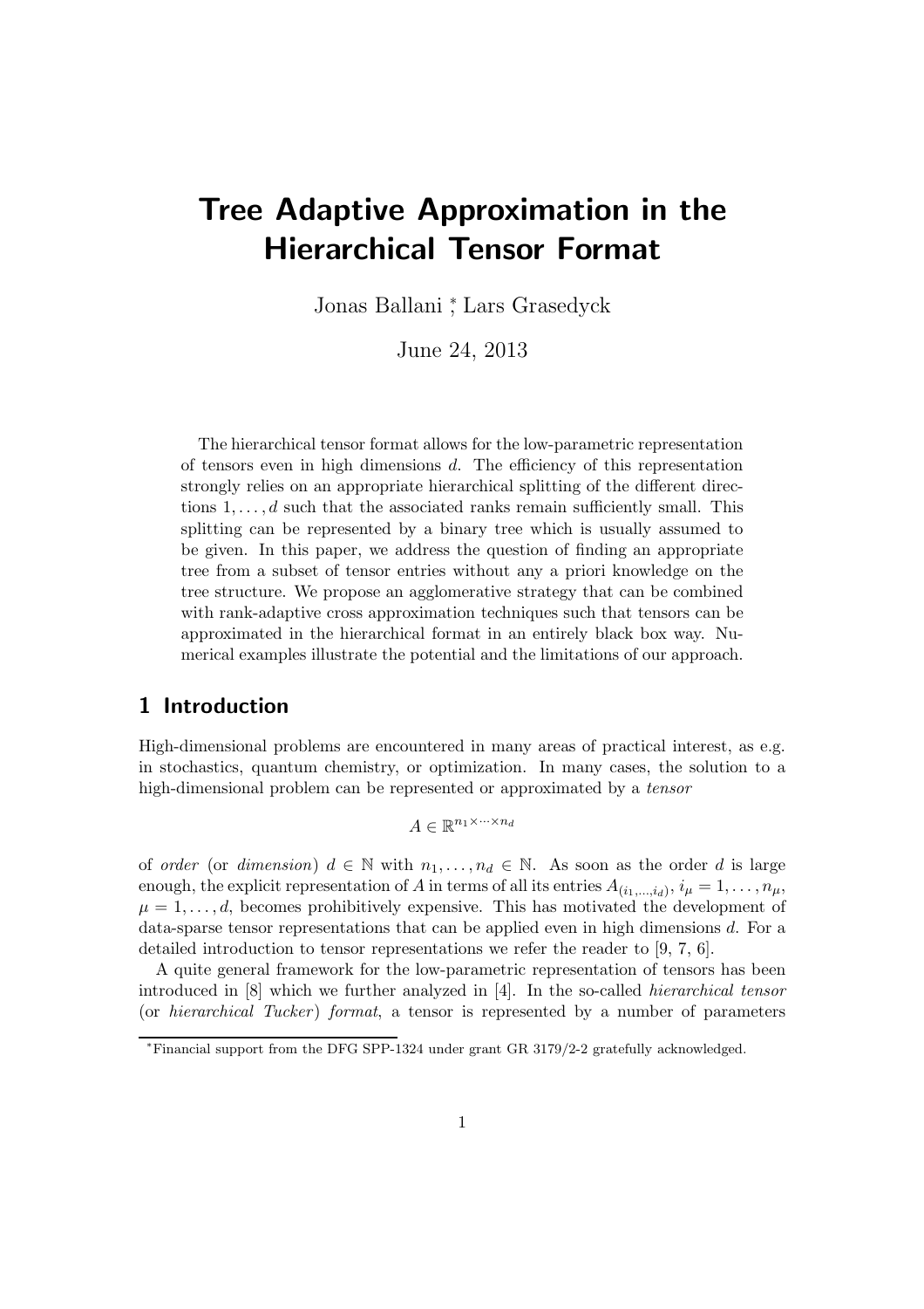# Tree Adaptive Approximation in the Hierarchical Tensor Format

Jonas Ballani [*], Lars Grasedyck

June 24, 2013

The hierarchical tensor format allows for the low-parametric representation of tensors even in high dimensions $d$. The efficiency of this representation strongly relies on an appropriate hierarchical splitting of the different directions $1, \ldots, d$ such that the associated ranks remain sufficiently small. This splitting can be represented by a binary tree which is usually assumed to be given. In this paper, we address the question of finding an appropriate tree from a subset of tensor entries without any a priori knowledge on the tree structure. We propose an agglomerative strategy that can be combined with rank-adaptive cross approximation techniques such that tensors can be approximated in the hierarchical format in an entirely black box way. Numerical examples illustrate the potential and the limitations of our approach.

## 1 Introduction

High-dimensional problems are encountered in many areas of practical interest, as e.g. in stochastics, quantum chemistry, or optimization. In many cases, the solution to a high-dimensional problem can be represented or approximated by a *tensor*

$$A \in \mathbb{R}^{n_1 \times \cdots \times n_d}$$

of *order* (or *dimension*) $d \in \mathbb{N}$ with $n_1, \ldots, n_d \in \mathbb{N}$. As soon as the order $d$ is large enough, the explicit representation of $A$ in terms of all its entries $A_{(i_1,\ldots,i_d)}$, $i_\mu = 1, \ldots, n_\mu$, $\mu = 1, \ldots, d$, becomes prohibitively expensive. This has motivated the development of data-sparse tensor representations that can be applied even in high dimensions $d$. For a detailed introduction to tensor representations we refer the reader to [9, 7, 6].

A quite general framework for the low-parametric representation of tensors has been introduced in [8] which we further analyzed in [4]. In the so-called *hierarchical tensor* (or *hierarchical Tucker*) *format*, a tensor is represented by a number of parameters

[*] Financial support from the DFG SPP-1324 under grant GR 3179/2-2 gratefully acknowledged.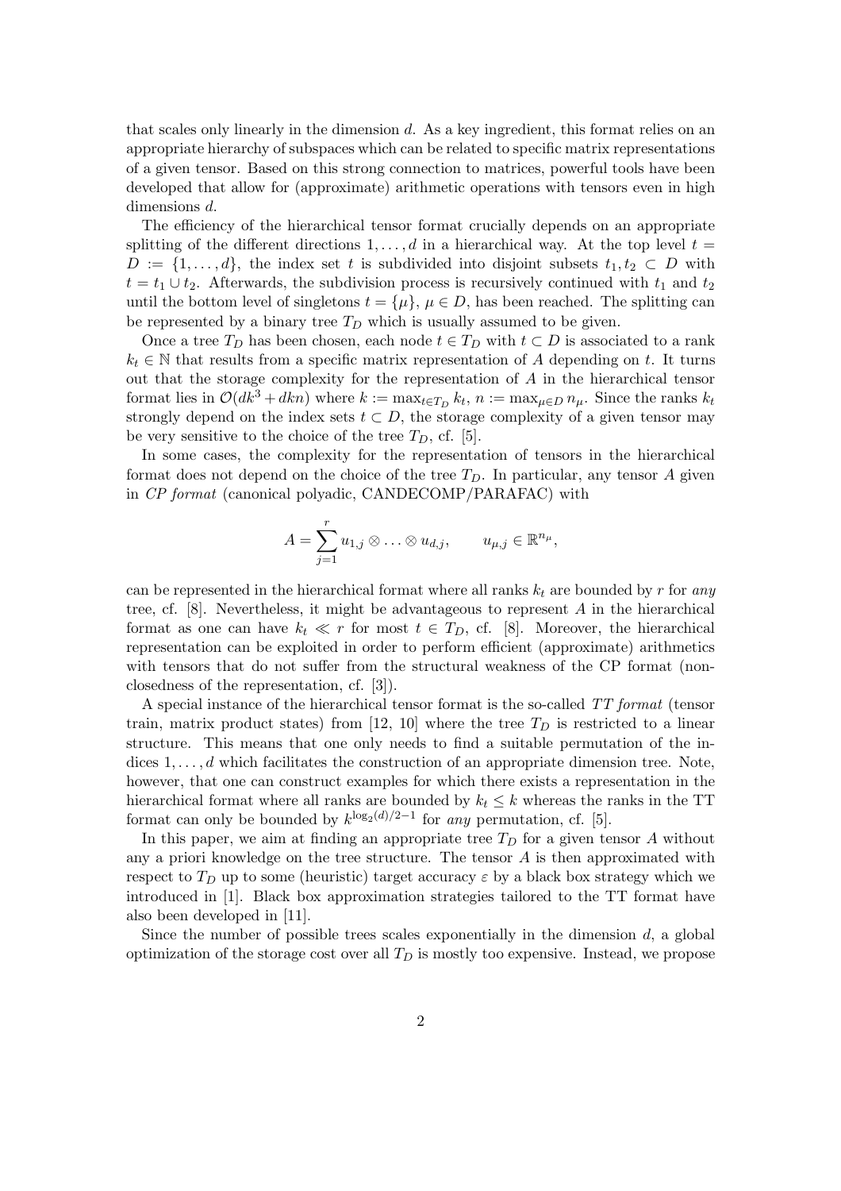that scales only linearly in the dimension $d$. As a key ingredient, this format relies on an appropriate hierarchy of subspaces which can be related to specific matrix representations of a given tensor. Based on this strong connection to matrices, powerful tools have been developed that allow for (approximate) arithmetic operations with tensors even in high dimensions $d$.

The efficiency of the hierarchical tensor format crucially depends on an appropriate splitting of the different directions $1, \ldots, d$ in a hierarchical way. At the top level $t = D := \{1, \ldots, d\}$, the index set $t$ is subdivided into disjoint subsets $t_1, t_2 \subset D$ with $t = t_1 \cup t_2$. Afterwards, the subdivision process is recursively continued with $t_1$ and $t_2$ until the bottom level of singletons $t = \{\mu\}$, $\mu \in D$, has been reached. The splitting can be represented by a binary tree $T_D$ which is usually assumed to be given.

Once a tree $T_D$ has been chosen, each node $t \in T_D$ with $t \subset D$ is associated to a rank $k_t \in \mathbb{N}$ that results from a specific matrix representation of $A$ depending on $t$. It turns out that the storage complexity for the representation of $A$ in the hierarchical tensor format lies in $\mathcal{O}(dk^3 + dkn)$ where $k := \max_{t \in T_D} k_t$, $n := \max_{\mu \in D} n_\mu$. Since the ranks $k_t$ strongly depend on the index sets $t \subset D$, the storage complexity of a given tensor may be very sensitive to the choice of the tree $T_D$, cf. [5].

In some cases, the complexity for the representation of tensors in the hierarchical format does not depend on the choice of the tree $T_D$. In particular, any tensor $A$ given in *CP format* (canonical polyadic, CANDECOMP/PARAFAC) with

$$A = \sum_{j=1}^{r} u_{1,j} \otimes \ldots \otimes u_{d,j}, \qquad u_{\mu,j} \in \mathbb{R}^{n_\mu},$$

can be represented in the hierarchical format where all ranks $k_t$ are bounded by $r$ for *any* tree, cf. [8]. Nevertheless, it might be advantageous to represent $A$ in the hierarchical format as one can have $k_t \ll r$ for most $t \in T_D$, cf. [8]. Moreover, the hierarchical representation can be exploited in order to perform efficient (approximate) arithmetics with tensors that do not suffer from the structural weakness of the CP format (non-closedness of the representation, cf. [3]).

A special instance of the hierarchical tensor format is the so-called *TT format* (tensor train, matrix product states) from [12, 10] where the tree $T_D$ is restricted to a linear structure. This means that one only needs to find a suitable permutation of the indices $1, \ldots, d$ which facilitates the construction of an appropriate dimension tree. Note, however, that one can construct examples for which there exists a representation in the hierarchical format where all ranks are bounded by $k_t \leq k$ whereas the ranks in the TT format can only be bounded by $k^{\log_2(d)/2-1}$ for *any* permutation, cf. [5].

In this paper, we aim at finding an appropriate tree $T_D$ for a given tensor $A$ without any a priori knowledge on the tree structure. The tensor $A$ is then approximated with respect to $T_D$ up to some (heuristic) target accuracy $\varepsilon$ by a black box strategy which we introduced in [1]. Black box approximation strategies tailored to the TT format have also been developed in [11].

Since the number of possible trees scales exponentially in the dimension $d$, a global optimization of the storage cost over all $T_D$ is mostly too expensive. Instead, we propose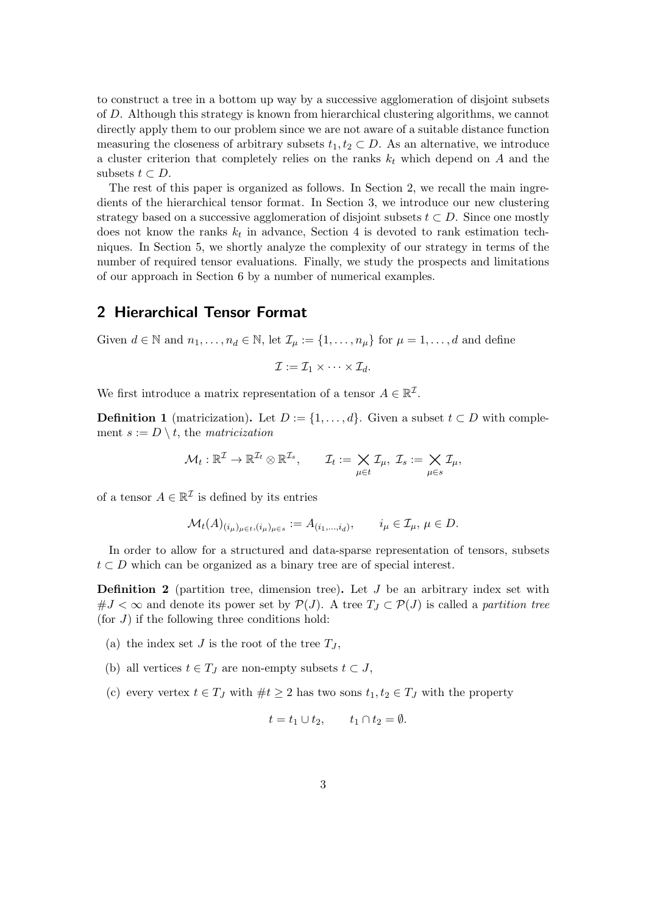to construct a tree in a bottom up way by a successive agglomeration of disjoint subsets of $D$. Although this strategy is known from hierarchical clustering algorithms, we cannot directly apply them to our problem since we are not aware of a suitable distance function measuring the closeness of arbitrary subsets $t_1, t_2 \subset D$. As an alternative, we introduce a cluster criterion that completely relies on the ranks $k_t$ which depend on $A$ and the subsets $t \subset D$.

The rest of this paper is organized as follows. In Section 2, we recall the main ingredients of the hierarchical tensor format. In Section 3, we introduce our new clustering strategy based on a successive agglomeration of disjoint subsets $t \subset D$. Since one mostly does not know the ranks $k_t$ in advance, Section 4 is devoted to rank estimation techniques. In Section 5, we shortly analyze the complexity of our strategy in terms of the number of required tensor evaluations. Finally, we study the prospects and limitations of our approach in Section 6 by a number of numerical examples.

## 2 Hierarchical Tensor Format

Given $d \in \mathbb{N}$ and $n_1, \dots, n_d \in \mathbb{N}$, let $\mathcal{I}_\mu := \{1, \dots, n_\mu\}$ for $\mu = 1, \dots, d$ and define

$$\mathcal{I} := \mathcal{I}_1 \times \cdots \times \mathcal{I}_d.$$

We first introduce a matrix representation of a tensor $A \in \mathbb{R}^{\mathcal{I}}$.

**Definition 1** (matricization)**.** Let $D := \{1, \dots, d\}$. Given a subset $t \subset D$ with complement $s := D \setminus t$, the *matricization*

$$\mathcal{M}_t : \mathbb{R}^{\mathcal{I}} \to \mathbb{R}^{\mathcal{I}_t} \otimes \mathbb{R}^{\mathcal{I}_s}, \qquad \mathcal{I}_t := \bigtimes_{\mu \in t} \mathcal{I}_\mu,\ \mathcal{I}_s := \bigtimes_{\mu \in s} \mathcal{I}_\mu,$$

of a tensor $A \in \mathbb{R}^{\mathcal{I}}$ is defined by its entries

$$\mathcal{M}_t(A)_{(i_\mu)_{\mu \in t}, (i_\mu)_{\mu \in s}} := A_{(i_1, \dots, i_d)}, \qquad i_\mu \in \mathcal{I}_\mu,\ \mu \in D.$$

In order to allow for a structured and data-sparse representation of tensors, subsets $t \subset D$ which can be organized as a binary tree are of special interest.

**Definition 2** (partition tree, dimension tree)**.** Let $J$ be an arbitrary index set with $\#J < \infty$ and denote its power set by $\mathcal{P}(J)$. A tree $T_J \subset \mathcal{P}(J)$ is called a *partition tree* (for $J$) if the following three conditions hold:

(a) the index set $J$ is the root of the tree $T_J$,

(b) all vertices $t \in T_J$ are non-empty subsets $t \subset J$,

(c) every vertex $t \in T_J$ with $\#t \geq 2$ has two sons $t_1, t_2 \in T_J$ with the property

$$t = t_1 \cup t_2, \qquad t_1 \cap t_2 = \emptyset.$$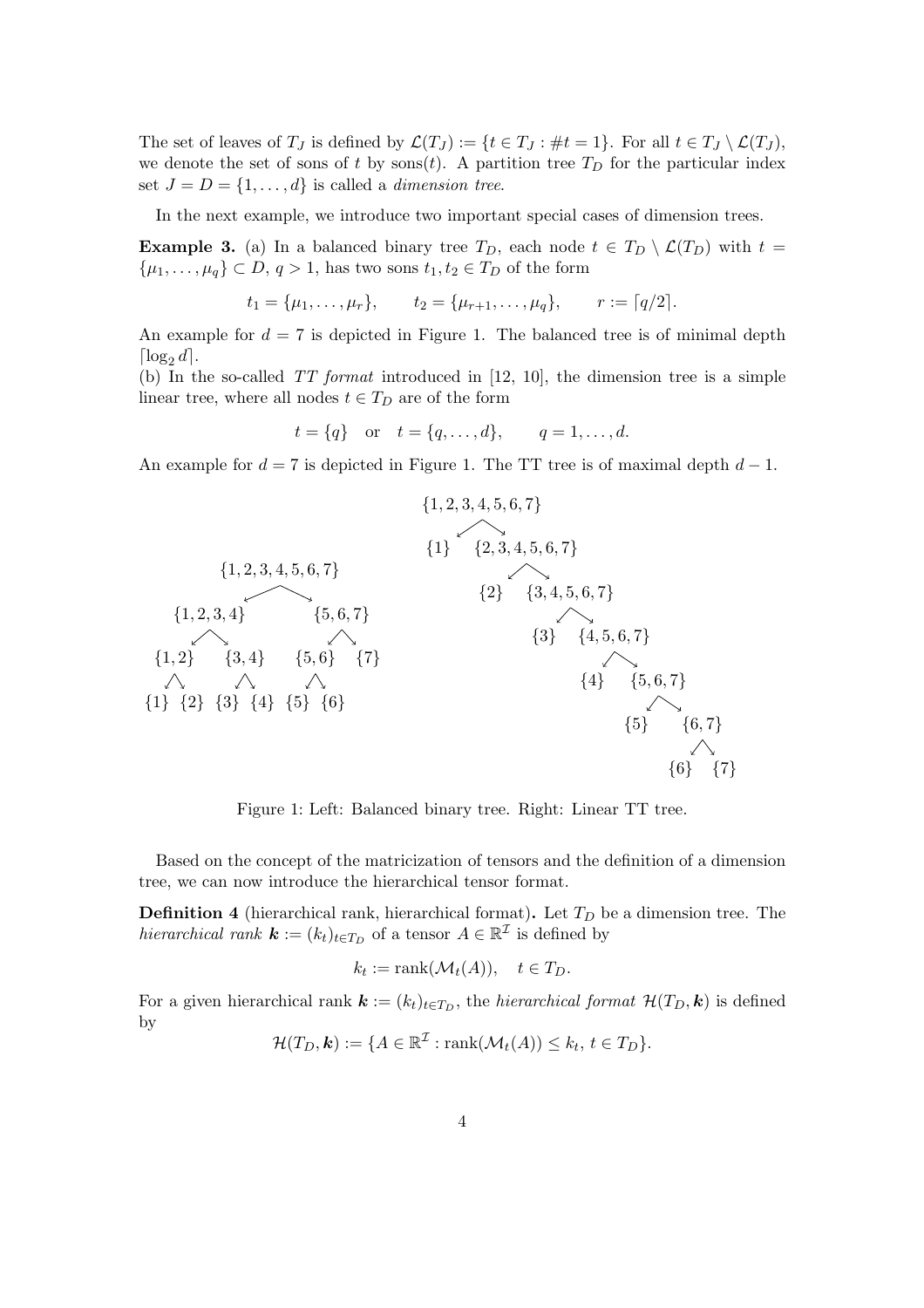The set of leaves of $T_J$ is defined by $\mathcal{L}(T_J) := \{t \in T_J : \#t = 1\}$. For all $t \in T_J \setminus \mathcal{L}(T_J)$, we denote the set of sons of $t$ by $\mathrm{sons}(t)$. A partition tree $T_D$ for the particular index set $J = D = \{1, \ldots, d\}$ is called a *dimension tree*.

In the next example, we introduce two important special cases of dimension trees.

**Example 3.** (a) In a balanced binary tree $T_D$, each node $t \in T_D \setminus \mathcal{L}(T_D)$ with $t = \{\mu_1, \ldots, \mu_q\} \subset D$, $q > 1$, has two sons $t_1, t_2 \in T_D$ of the form

$$t_1 = \{\mu_1, \ldots, \mu_r\}, \qquad t_2 = \{\mu_{r+1}, \ldots, \mu_q\}, \qquad r := \lceil q/2 \rceil.$$

An example for $d = 7$ is depicted in Figure 1. The balanced tree is of minimal depth $\lceil \log_2 d \rceil$.
(b) In the so-called *TT format* introduced in [12, 10], the dimension tree is a simple linear tree, where all nodes $t \in T_D$ are of the form

$$t = \{q\} \quad \text{or} \quad t = \{q, \ldots, d\}, \qquad q = 1, \ldots, d.$$

An example for $d = 7$ is depicted in Figure 1. The TT tree is of maximal depth $d - 1$.

$\{1,2,3,4,5,6,7\}$
$\{1,2,3,4\}$ $\{5,6,7\}$
$\{1,2\}$ $\{3,4\}$ $\{5,6\}$ $\{7\}$
$\{1\}$ $\{2\}$ $\{3\}$ $\{4\}$ $\{5\}$ $\{6\}$

$\{1,2,3,4,5,6,7\}$
$\{1\}$ $\{2,3,4,5,6,7\}$
$\{2\}$ $\{3,4,5,6,7\}$
$\{3\}$ $\{4,5,6,7\}$
$\{4\}$ $\{5,6,7\}$
$\{5\}$ $\{6,7\}$
$\{6\}$ $\{7\}$

Figure 1: Left: Balanced binary tree. Right: Linear TT tree.

Based on the concept of the matricization of tensors and the definition of a dimension tree, we can now introduce the hierarchical tensor format.

**Definition 4** (hierarchical rank, hierarchical format)**.** Let $T_D$ be a dimension tree. The *hierarchical rank* $\boldsymbol{k} := (k_t)_{t \in T_D}$ of a tensor $A \in \mathbb{R}^{\mathcal{I}}$ is defined by

$$k_t := \mathrm{rank}(\mathcal{M}_t(A)), \quad t \in T_D.$$

For a given hierarchical rank $\boldsymbol{k} := (k_t)_{t \in T_D}$, the *hierarchical format* $\mathcal{H}(T_D, \boldsymbol{k})$ is defined by

$$\mathcal{H}(T_D, \boldsymbol{k}) := \{A \in \mathbb{R}^{\mathcal{I}} : \mathrm{rank}(\mathcal{M}_t(A)) \leq k_t,\ t \in T_D\}.$$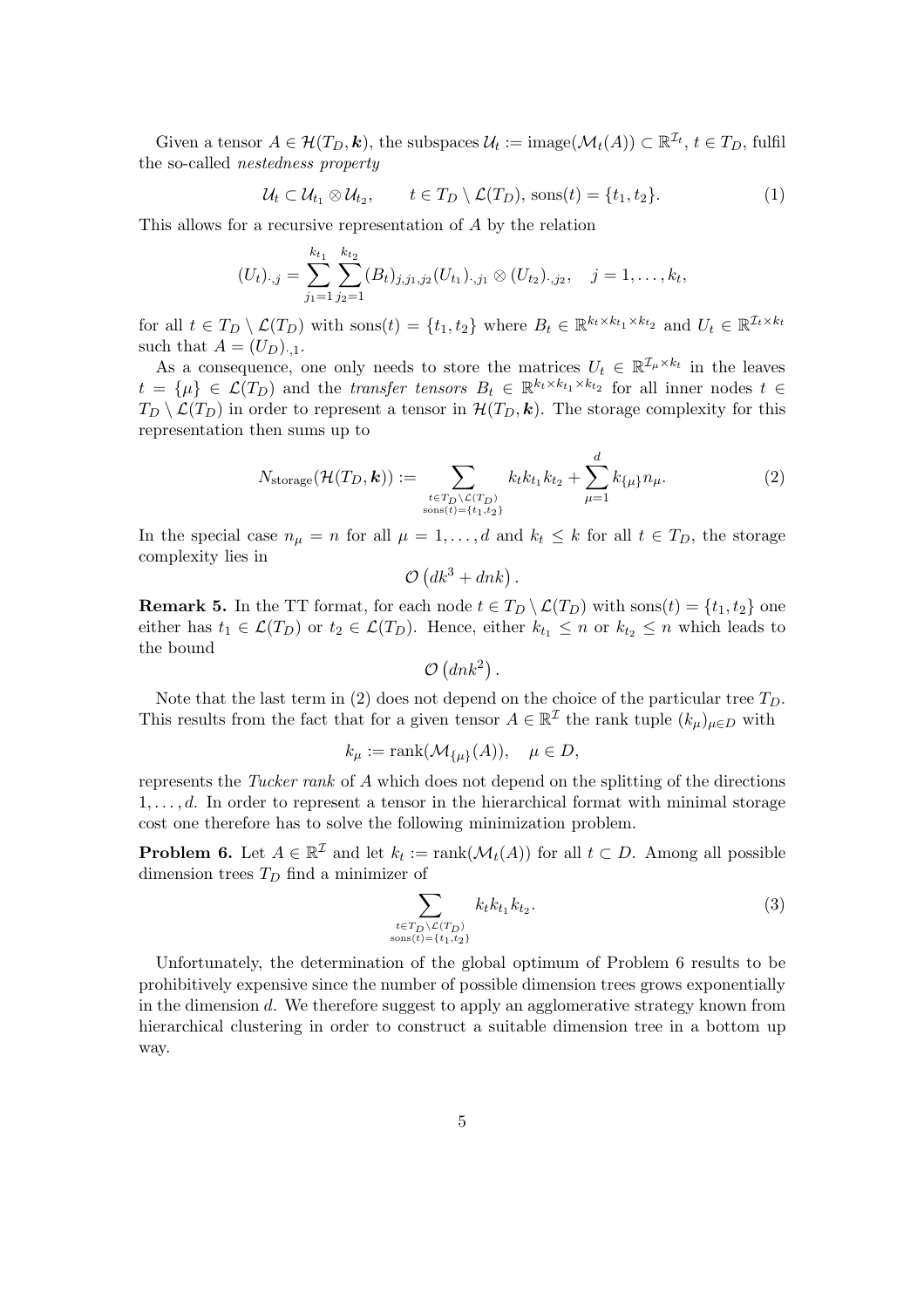Given a tensor $A \in \mathcal{H}(T_D, \boldsymbol{k})$, the subspaces $\mathcal{U}_t := \text{image}(\mathcal{M}_t(A)) \subset \mathbb{R}^{\mathcal{I}_t}$, $t \in T_D$, fulfil the so-called *nestedness property*

$$\mathcal{U}_t \subset \mathcal{U}_{t_1} \otimes \mathcal{U}_{t_2}, \qquad t \in T_D \setminus \mathcal{L}(T_D),\ \text{sons}(t) = \{t_1, t_2\}. \tag{1}$$

This allows for a recursive representation of $A$ by the relation

$$(U_t)_{\cdot,j} = \sum_{j_1=1}^{k_{t_1}} \sum_{j_2=1}^{k_{t_2}} (B_t)_{j,j_1,j_2} (U_{t_1})_{\cdot,j_1} \otimes (U_{t_2})_{\cdot,j_2}, \quad j = 1, \ldots, k_t,$$

for all $t \in T_D \setminus \mathcal{L}(T_D)$ with $\text{sons}(t) = \{t_1, t_2\}$ where $B_t \in \mathbb{R}^{k_t \times k_{t_1} \times k_{t_2}}$ and $U_t \in \mathbb{R}^{\mathcal{I}_t \times k_t}$ such that $A = (U_D)_{\cdot,1}$.

As a consequence, one only needs to store the matrices $U_t \in \mathbb{R}^{\mathcal{I}_\mu \times k_t}$ in the leaves $t = \{\mu\} \in \mathcal{L}(T_D)$ and the *transfer tensors* $B_t \in \mathbb{R}^{k_t \times k_{t_1} \times k_{t_2}}$ for all inner nodes $t \in T_D \setminus \mathcal{L}(T_D)$ in order to represent a tensor in $\mathcal{H}(T_D, \boldsymbol{k})$. The storage complexity for this representation then sums up to

$$N_{\text{storage}}(\mathcal{H}(T_D, \boldsymbol{k})) := \sum_{\substack{t \in T_D \setminus \mathcal{L}(T_D) \\ \text{sons}(t) = \{t_1, t_2\}}} k_t k_{t_1} k_{t_2} + \sum_{\mu=1}^{d} k_{\{\mu\}} n_\mu. \tag{2}$$

In the special case $n_\mu = n$ for all $\mu = 1, \ldots, d$ and $k_t \leq k$ for all $t \in T_D$, the storage complexity lies in

$$\mathcal{O}\left(dk^3 + dnk\right).$$

**Remark 5.** In the TT format, for each node $t \in T_D \setminus \mathcal{L}(T_D)$ with $\text{sons}(t) = \{t_1, t_2\}$ one either has $t_1 \in \mathcal{L}(T_D)$ or $t_2 \in \mathcal{L}(T_D)$. Hence, either $k_{t_1} \leq n$ or $k_{t_2} \leq n$ which leads to the bound

$$\mathcal{O}\left(dnk^2\right).$$

Note that the last term in (2) does not depend on the choice of the particular tree $T_D$. This results from the fact that for a given tensor $A \in \mathbb{R}^{\mathcal{I}}$ the rank tuple $(k_\mu)_{\mu \in D}$ with

$$k_\mu := \text{rank}(\mathcal{M}_{\{\mu\}}(A)), \quad \mu \in D,$$

represents the *Tucker rank* of $A$ which does not depend on the splitting of the directions $1, \ldots, d$. In order to represent a tensor in the hierarchical format with minimal storage cost one therefore has to solve the following minimization problem.

**Problem 6.** Let $A \in \mathbb{R}^{\mathcal{I}}$ and let $k_t := \text{rank}(\mathcal{M}_t(A))$ for all $t \subset D$. Among all possible dimension trees $T_D$ find a minimizer of

$$\sum_{\substack{t \in T_D \setminus \mathcal{L}(T_D) \\ \text{sons}(t) = \{t_1, t_2\}}} k_t k_{t_1} k_{t_2}. \tag{3}$$

Unfortunately, the determination of the global optimum of Problem 6 results to be prohibitively expensive since the number of possible dimension trees grows exponentially in the dimension $d$. We therefore suggest to apply an agglomerative strategy known from hierarchical clustering in order to construct a suitable dimension tree in a bottom up way.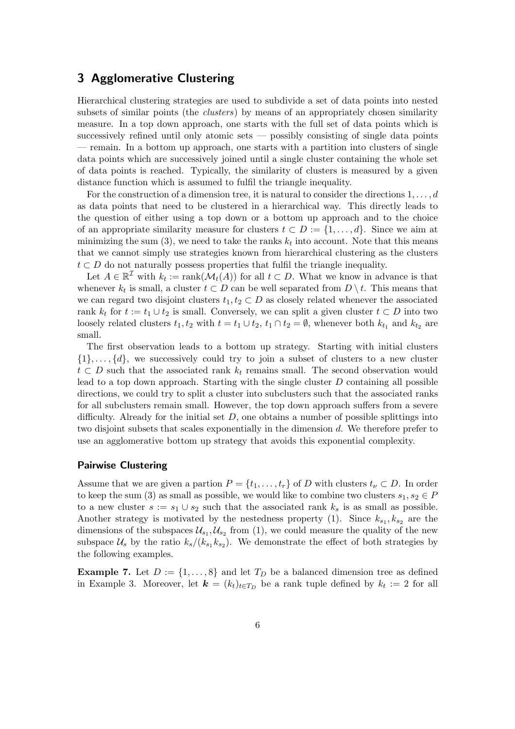## 3 Agglomerative Clustering

Hierarchical clustering strategies are used to subdivide a set of data points into nested subsets of similar points (the *clusters*) by means of an appropriately chosen similarity measure. In a top down approach, one starts with the full set of data points which is successively refined until only atomic sets — possibly consisting of single data points — remain. In a bottom up approach, one starts with a partition into clusters of single data points which are successively joined until a single cluster containing the whole set of data points is reached. Typically, the similarity of clusters is measured by a given distance function which is assumed to fulfil the triangle inequality.

For the construction of a dimension tree, it is natural to consider the directions $1, \dots, d$ as data points that need to be clustered in a hierarchical way. This directly leads to the question of either using a top down or a bottom up approach and to the choice of an appropriate similarity measure for clusters $t \subset D := \{1, \dots, d\}$. Since we aim at minimizing the sum (3), we need to take the ranks $k_t$ into account. Note that this means that we cannot simply use strategies known from hierarchical clustering as the clusters $t \subset D$ do not naturally possess properties that fulfil the triangle inequality.

Let $A \in \mathbb{R}^{\mathcal{I}}$ with $k_t := \operatorname{rank}(\mathcal{M}_t(A))$ for all $t \subset D$. What we know in advance is that whenever $k_t$ is small, a cluster $t \subset D$ can be well separated from $D \setminus t$. This means that we can regard two disjoint clusters $t_1, t_2 \subset D$ as closely related whenever the associated rank $k_t$ for $t := t_1 \cup t_2$ is small. Conversely, we can split a given cluster $t \subset D$ into two loosely related clusters $t_1, t_2$ with $t = t_1 \cup t_2$, $t_1 \cap t_2 = \emptyset$, whenever both $k_{t_1}$ and $k_{t_2}$ are small.

The first observation leads to a bottom up strategy. Starting with initial clusters $\{1\}, \dots, \{d\}$, we successively could try to join a subset of clusters to a new cluster $t \subset D$ such that the associated rank $k_t$ remains small. The second observation would lead to a top down approach. Starting with the single cluster $D$ containing all possible directions, we could try to split a cluster into subclusters such that the associated ranks for all subclusters remain small. However, the top down approach suffers from a severe difficulty. Already for the initial set $D$, one obtains a number of possible splittings into two disjoint subsets that scales exponentially in the dimension $d$. We therefore prefer to use an agglomerative bottom up strategy that avoids this exponential complexity.

### Pairwise Clustering

Assume that we are given a partion $P = \{t_1, \dots, t_r\}$ of $D$ with clusters $t_\nu \subset D$. In order to keep the sum (3) as small as possible, we would like to combine two clusters $s_1, s_2 \in P$ to a new cluster $s := s_1 \cup s_2$ such that the associated rank $k_s$ is as small as possible. Another strategy is motivated by the nestedness property (1). Since $k_{s_1}, k_{s_2}$ are the dimensions of the subspaces $\mathcal{U}_{s_1}, \mathcal{U}_{s_2}$ from (1), we could measure the quality of the new subspace $\mathcal{U}_s$ by the ratio $k_s/(k_{s_1} k_{s_2})$. We demonstrate the effect of both strategies by the following examples.

**Example 7.** Let $D := \{1, \dots, 8\}$ and let $T_D$ be a balanced dimension tree as defined in Example 3. Moreover, let $\boldsymbol{k} = (k_t)_{t \in T_D}$ be a rank tuple defined by $k_t := 2$ for all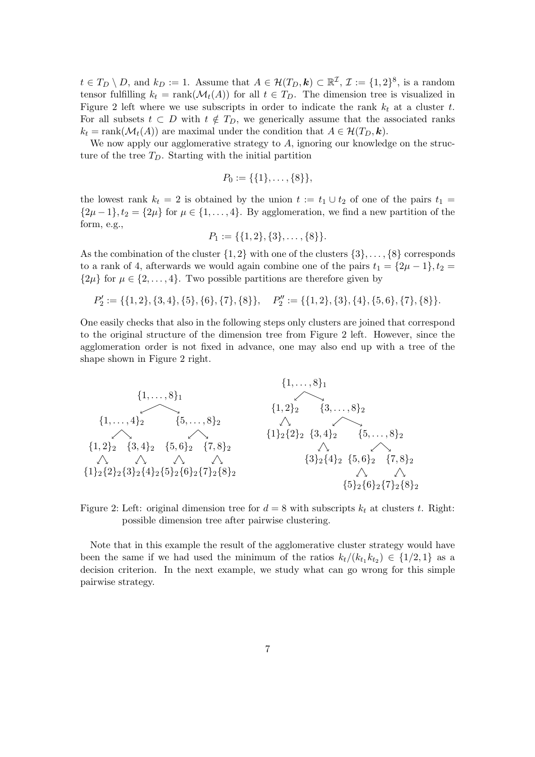$t \in T_D \setminus D$, and $k_D := 1$. Assume that $A \in \mathcal{H}(T_D, \boldsymbol{k}) \subset \mathbb{R}^{\mathcal{I}}$, $\mathcal{I} := \{1,2\}^8$, is a random tensor fulfilling $k_t = \operatorname{rank}(\mathcal{M}_t(A))$ for all $t \in T_D$. The dimension tree is visualized in Figure 2 left where we use subscripts in order to indicate the rank $k_t$ at a cluster $t$. For all subsets $t \subset D$ with $t \notin T_D$, we generically assume that the associated ranks $k_t = \operatorname{rank}(\mathcal{M}_t(A))$ are maximal under the condition that $A \in \mathcal{H}(T_D, \boldsymbol{k})$.

We now apply our agglomerative strategy to $A$, ignoring our knowledge on the structure of the tree $T_D$. Starting with the initial partition

$$P_0 := \{\{1\}, \ldots, \{8\}\},$$

the lowest rank $k_t = 2$ is obtained by the union $t := t_1 \cup t_2$ of one of the pairs $t_1 = \{2\mu - 1\}, t_2 = \{2\mu\}$ for $\mu \in \{1, \ldots, 4\}$. By agglomeration, we find a new partition of the form, e.g.,

$$P_1 := \{\{1,2\}, \{3\}, \ldots, \{8\}\}.$$

As the combination of the cluster $\{1,2\}$ with one of the clusters $\{3\}, \ldots, \{8\}$ corresponds to a rank of 4, afterwards we would again combine one of the pairs $t_1 = \{2\mu - 1\}, t_2 = \{2\mu\}$ for $\mu \in \{2, \ldots, 4\}$. Two possible partitions are therefore given by

$$P_2' := \{\{1,2\}, \{3,4\}, \{5\}, \{6\}, \{7\}, \{8\}\}, \quad P_2'' := \{\{1,2\}, \{3\}, \{4\}, \{5,6\}, \{7\}, \{8\}\}.$$

One easily checks that also in the following steps only clusters are joined that correspond to the original structure of the dimension tree from Figure 2 left. However, since the agglomeration order is not fixed in advance, one may also end up with a tree of the shape shown in Figure 2 right.

$\{1,\ldots,8\}_1$
$\{1,\ldots,4\}_2$ $\{5,\ldots,8\}_2$
$\{1,2\}_2$ $\{3,4\}_2$ $\{5,6\}_2$ $\{7,8\}_2$
$\{1\}_2\{2\}_2\{3\}_2\{4\}_2\{5\}_2\{6\}_2\{7\}_2\{8\}_2$

$\{1,\ldots,8\}_1$
$\{1,2\}_2$ $\{3,\ldots,8\}_2$
$\{1\}_2\{2\}_2$ $\{3,4\}_2$ $\{5,\ldots,8\}_2$
$\{3\}_2\{4\}_2$ $\{5,6\}_2$ $\{7,8\}_2$
$\{5\}_2\{6\}_2\{7\}_2\{8\}_2$

Figure 2: Left: original dimension tree for $d = 8$ with subscripts $k_t$ at clusters $t$. Right: possible dimension tree after pairwise clustering.

Note that in this example the result of the agglomerative cluster strategy would have been the same if we had used the minimum of the ratios $k_t/(k_{t_1}k_{t_2}) \in \{1/2, 1\}$ as a decision criterion. In the next example, we study what can go wrong for this simple pairwise strategy.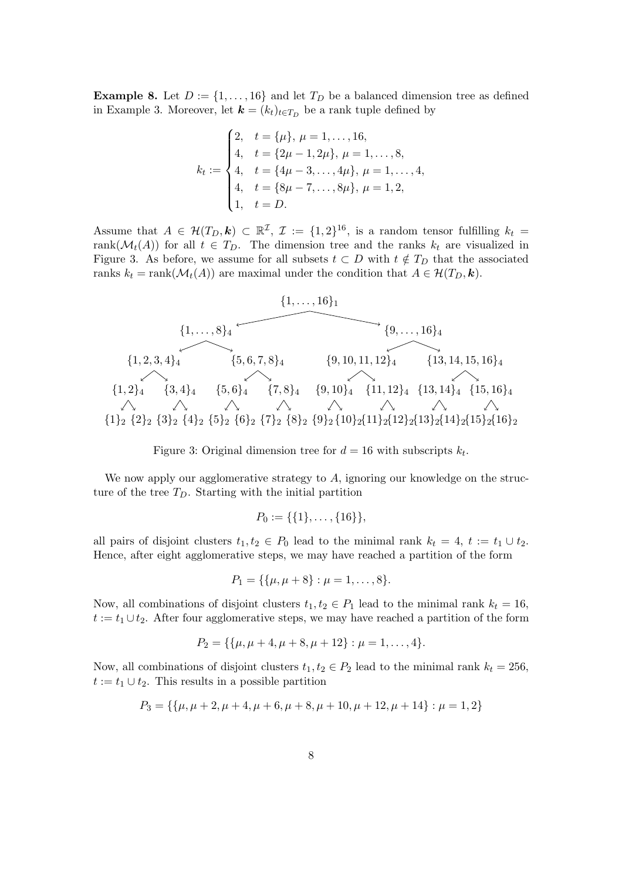**Example 8.** Let $D := \{1, \dots, 16\}$ and let $T_D$ be a balanced dimension tree as defined in Example 3. Moreover, let $\boldsymbol{k} = (k_t)_{t \in T_D}$ be a rank tuple defined by

$$k_t := \begin{cases} 2, & t = \{\mu\},\ \mu = 1, \dots, 16, \\ 4, & t = \{2\mu - 1, 2\mu\},\ \mu = 1, \dots, 8, \\ 4, & t = \{4\mu - 3, \dots, 4\mu\},\ \mu = 1, \dots, 4, \\ 4, & t = \{8\mu - 7, \dots, 8\mu\},\ \mu = 1, 2, \\ 1, & t = D. \end{cases}$$

Assume that $A \in \mathcal{H}(T_D, \boldsymbol{k}) \subset \mathbb{R}^{\mathcal{I}}$, $\mathcal{I} := \{1, 2\}^{16}$, is a random tensor fulfilling $k_t = \operatorname{rank}(\mathcal{M}_t(A))$ for all $t \in T_D$. The dimension tree and the ranks $k_t$ are visualized in Figure 3. As before, we assume for all subsets $t \subset D$ with $t \notin T_D$ that the associated ranks $k_t = \operatorname{rank}(\mathcal{M}_t(A))$ are maximal under the condition that $A \in \mathcal{H}(T_D, \boldsymbol{k})$.

$\{1, \dots, 16\}_1$

$\{1, \dots, 8\}_4$ $\{9, \dots, 16\}_4$

$\{1, 2, 3, 4\}_4$ $\{5, 6, 7, 8\}_4$ $\{9, 10, 11, 12\}_4$ $\{13, 14, 15, 16\}_4$

$\{1, 2\}_4$ $\{3, 4\}_4$ $\{5, 6\}_4$ $\{7, 8\}_4$ $\{9, 10\}_4$ $\{11, 12\}_4$ $\{13, 14\}_4$ $\{15, 16\}_4$

$\{1\}_2$ $\{2\}_2$ $\{3\}_2$ $\{4\}_2$ $\{5\}_2$ $\{6\}_2$ $\{7\}_2$ $\{8\}_2$ $\{9\}_2$ $\{10\}_2$ $\{11\}_2$ $\{12\}_2$ $\{13\}_2$ $\{14\}_2$ $\{15\}_2$ $\{16\}_2$

Figure 3: Original dimension tree for $d = 16$ with subscripts $k_t$.

We now apply our agglomerative strategy to $A$, ignoring our knowledge on the structure of the tree $T_D$. Starting with the initial partition

$$P_0 := \{\{1\}, \dots, \{16\}\},$$

all pairs of disjoint clusters $t_1, t_2 \in P_0$ lead to the minimal rank $k_t = 4$, $t := t_1 \cup t_2$. Hence, after eight agglomerative steps, we may have reached a partition of the form

$$P_1 = \{\{\mu, \mu + 8\} : \mu = 1, \dots, 8\}.$$

Now, all combinations of disjoint clusters $t_1, t_2 \in P_1$ lead to the minimal rank $k_t = 16$, $t := t_1 \cup t_2$. After four agglomerative steps, we may have reached a partition of the form

$$P_2 = \{\{\mu, \mu + 4, \mu + 8, \mu + 12\} : \mu = 1, \dots, 4\}.$$

Now, all combinations of disjoint clusters $t_1, t_2 \in P_2$ lead to the minimal rank $k_t = 256$, $t := t_1 \cup t_2$. This results in a possible partition

$$P_3 = \{\{\mu, \mu + 2, \mu + 4, \mu + 6, \mu + 8, \mu + 10, \mu + 12, \mu + 14\} : \mu = 1, 2\}$$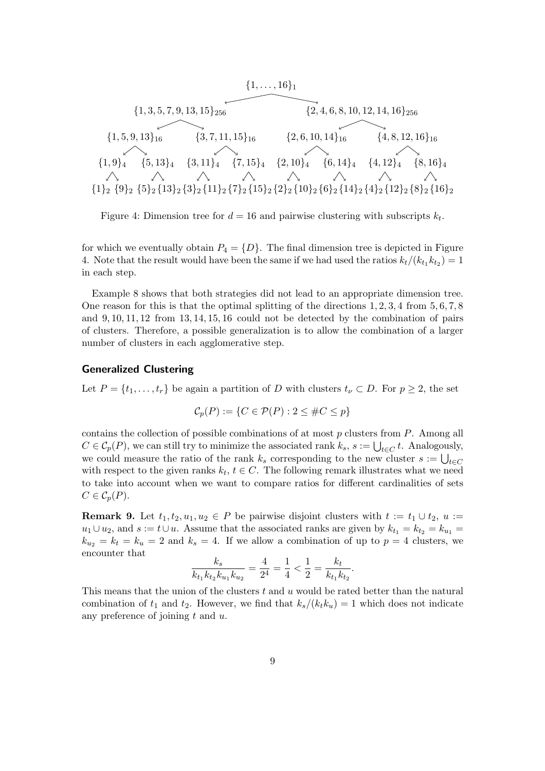$\{1,\ldots,16\}_1$

$\{1,3,5,7,9,13,15\}_{256}$ $\{2,4,6,8,10,12,14,16\}_{256}$

$\{1,5,9,13\}_{16}$ $\{3,7,11,15\}_{16}$ $\{2,6,10,14\}_{16}$ $\{4,8,12,16\}_{16}$

$\{1,9\}_4$ $\{5,13\}_4$ $\{3,11\}_4$ $\{7,15\}_4$ $\{2,10\}_4$ $\{6,14\}_4$ $\{4,12\}_4$ $\{8,16\}_4$

$\{1\}_2$ $\{9\}_2$ $\{5\}_2$ $\{13\}_2$ $\{3\}_2$ $\{11\}_2$ $\{7\}_2$ $\{15\}_2$ $\{2\}_2$ $\{10\}_2$ $\{6\}_2$ $\{14\}_2$ $\{4\}_2$ $\{12\}_2$ $\{8\}_2$ $\{16\}_2$

Figure 4: Dimension tree for $d = 16$ and pairwise clustering with subscripts $k_t$.

for which we eventually obtain $P_4 = \{D\}$. The final dimension tree is depicted in Figure 4. Note that the result would have been the same if we had used the ratios $k_t/(k_{t_1}k_{t_2}) = 1$ in each step.

Example 8 shows that both strategies did not lead to an appropriate dimension tree. One reason for this is that the optimal splitting of the directions 1, 2, 3, 4 from 5, 6, 7, 8 and 9, 10, 11, 12 from 13, 14, 15, 16 could not be detected by the combination of pairs of clusters. Therefore, a possible generalization is to allow the combination of a larger number of clusters in each agglomerative step.

### Generalized Clustering

Let $P = \{t_1,\ldots,t_r\}$ be again a partition of $D$ with clusters $t_\nu \subset D$. For $p \geq 2$, the set

$$\mathcal{C}_p(P) := \{C \in \mathcal{P}(P) : 2 \leq \#C \leq p\}$$

contains the collection of possible combinations of at most $p$ clusters from $P$. Among all $C \in \mathcal{C}_p(P)$, we can still try to minimize the associated rank $k_s$, $s := \bigcup_{t\in C} t$. Analogously, we could measure the ratio of the rank $k_s$ corresponding to the new cluster $s := \bigcup_{t\in C}$ with respect to the given ranks $k_t$, $t \in C$. The following remark illustrates what we need to take into account when we want to compare ratios for different cardinalities of sets $C \in \mathcal{C}_p(P)$.

**Remark 9.** Let $t_1, t_2, u_1, u_2 \in P$ be pairwise disjoint clusters with $t := t_1 \cup t_2$, $u := u_1 \cup u_2$, and $s := t \cup u$. Assume that the associated ranks are given by $k_{t_1} = k_{t_2} = k_{u_1} = k_{u_2} = k_t = k_u = 2$ and $k_s = 4$. If we allow a combination of up to $p = 4$ clusters, we encounter that

$$\frac{k_s}{k_{t_1}k_{t_2}k_{u_1}k_{u_2}} = \frac{4}{2^4} = \frac{1}{4} < \frac{1}{2} = \frac{k_t}{k_{t_1}k_{t_2}}.$$

This means that the union of the clusters $t$ and $u$ would be rated better than the natural combination of $t_1$ and $t_2$. However, we find that $k_s/(k_t k_u) = 1$ which does not indicate any preference of joining $t$ and $u$.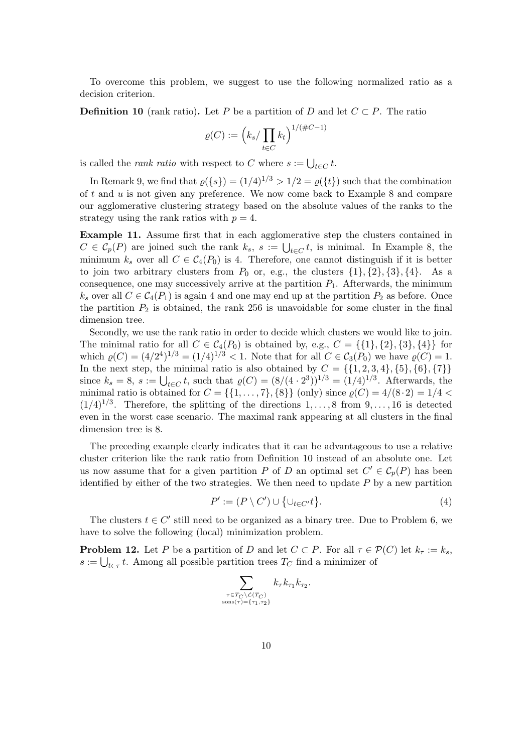To overcome this problem, we suggest to use the following normalized ratio as a decision criterion.

**Definition 10** (rank ratio)**.** Let $P$ be a partition of $D$ and let $C \subset P$. The ratio

$$\varrho(C) := \Big(k_s / \prod_{t \in C} k_t\Big)^{1/(\#C-1)}$$

is called the *rank ratio* with respect to $C$ where $s := \bigcup_{t \in C} t$.

In Remark 9, we find that $\varrho(\{s\}) = (1/4)^{1/3} > 1/2 = \varrho(\{t\})$ such that the combination of $t$ and $u$ is not given any preference. We now come back to Example 8 and compare our agglomerative clustering strategy based on the absolute values of the ranks to the strategy using the rank ratios with $p = 4$.

**Example 11.** Assume first that in each agglomerative step the clusters contained in $C \in \mathcal{C}_p(P)$ are joined such the rank $k_s$, $s := \bigcup_{t \in C} t$, is minimal. In Example 8, the minimum $k_s$ over all $C \in \mathcal{C}_4(P_0)$ is 4. Therefore, one cannot distinguish if it is better to join two arbitrary clusters from $P_0$ or, e.g., the clusters $\{1\}, \{2\}, \{3\}, \{4\}$. As a consequence, one may successively arrive at the partition $P_1$. Afterwards, the minimum $k_s$ over all $C \in \mathcal{C}_4(P_1)$ is again 4 and one may end up at the partition $P_2$ as before. Once the partition $P_2$ is obtained, the rank 256 is unavoidable for some cluster in the final dimension tree.

Secondly, we use the rank ratio in order to decide which clusters we would like to join. The minimal ratio for all $C \in \mathcal{C}_4(P_0)$ is obtained by, e.g., $C = \{\{1\}, \{2\}, \{3\}, \{4\}\}$ for which $\varrho(C) = (4/2^4)^{1/3} = (1/4)^{1/3} < 1$. Note that for all $C \in \mathcal{C}_3(P_0)$ we have $\varrho(C) = 1$. In the next step, the minimal ratio is also obtained by $C = \{\{1, 2, 3, 4\}, \{5\}, \{6\}, \{7\}\}$ since $k_s = 8$, $s := \bigcup_{t \in C} t$, such that $\varrho(C) = (8/(4 \cdot 2^3))^{1/3} = (1/4)^{1/3}$. Afterwards, the minimal ratio is obtained for $C = \{\{1, \ldots, 7\}, \{8\}\}$ (only) since $\varrho(C) = 4/(8 \cdot 2) = 1/4 < (1/4)^{1/3}$. Therefore, the splitting of the directions $1, \ldots, 8$ from $9, \ldots, 16$ is detected even in the worst case scenario. The maximal rank appearing at all clusters in the final dimension tree is 8.

The preceding example clearly indicates that it can be advantageous to use a relative cluster criterion like the rank ratio from Definition 10 instead of an absolute one. Let us now assume that for a given partition $P$ of $D$ an optimal set $C' \in \mathcal{C}_p(P)$ has been identified by either of the two strategies. We then need to update $P$ by a new partition

$$P' := (P \setminus C') \cup \big\{\cup_{t \in C'} t\big\}. \tag{4}$$

The clusters $t \in C'$ still need to be organized as a binary tree. Due to Problem 6, we have to solve the following (local) minimization problem.

**Problem 12.** Let $P$ be a partition of $D$ and let $C \subset P$. For all $\tau \in \mathcal{P}(C)$ let $k_\tau := k_s$, $s := \bigcup_{t \in \tau} t$. Among all possible partition trees $T_C$ find a minimizer of

$$\sum_{\substack{\tau \in T_C \setminus \mathcal{L}(T_C) \\ \text{sons}(\tau) = \{\tau_1, \tau_2\}}} k_\tau k_{\tau_1} k_{\tau_2}.$$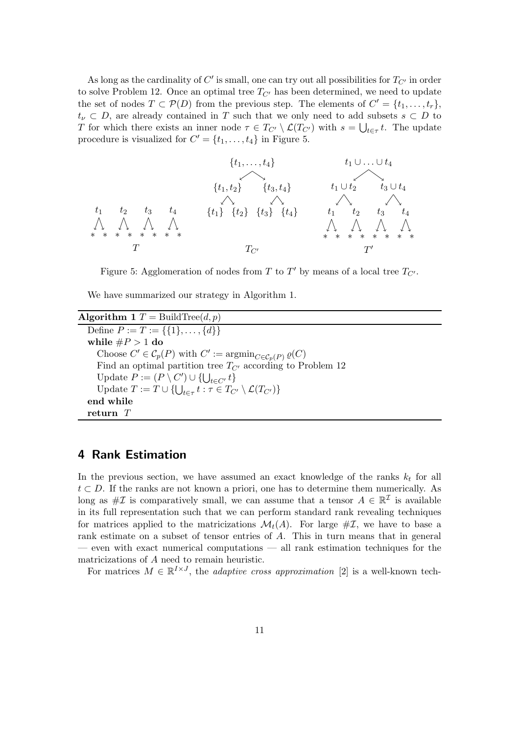As long as the cardinality of $C'$ is small, one can try out all possibilities for $T_{C'}$ in order to solve Problem 12. Once an optimal tree $T_{C'}$ has been determined, we need to update the set of nodes $T \subset \mathcal{P}(D)$ from the previous step. The elements of $C' = \{t_1, \dots, t_r\}$, $t_\nu \subset D$, are already contained in $T$ such that we only need to add subsets $s \subset D$ to $T$ for which there exists an inner node $\tau \in T_{C'} \setminus \mathcal{L}(T_{C'})$ with $s = \bigcup_{t \in \tau} t$. The update procedure is visualized for $C' = \{t_1, \dots, t_4\}$ in Figure 5.

$t_1$ $t_2$ $t_3$ $t_4$

$T$

$\{t_1, \dots, t_4\}$

$\{t_1, t_2\}$ $\{t_3, t_4\}$

$\{t_1\}$ $\{t_2\}$ $\{t_3\}$ $\{t_4\}$

$T_{C'}$

$t_1 \cup \dots \cup t_4$

$t_1 \cup t_2$ $t_3 \cup t_4$

$t_1$ $t_2$ $t_3$ $t_4$

$T'$

Figure 5: Agglomeration of nodes from $T$ to $T'$ by means of a local tree $T_{C'}$.

We have summarized our strategy in Algorithm 1.

**Algorithm 1** $T = \text{BuildTree}(d, p)$

```
Define P := T := {{1}, ..., {d}}
while #P > 1 do
    Choose C' ∈ C_p(P) with C' := argmin_{C ∈ C_p(P)} ϱ(C)
    Find an optimal partition tree T_{C'} according to Problem 12
    Update P := (P \ C') ∪ {⋃_{t ∈ C'} t}
    Update T := T ∪ {⋃_{t ∈ τ} t : τ ∈ T_{C'} \ L(T_{C'})}
end while
return T
```

## 4 Rank Estimation

In the previous section, we have assumed an exact knowledge of the ranks $k_t$ for all $t \subset D$. If the ranks are not known a priori, one has to determine them numerically. As long as $\#\mathcal{I}$ is comparatively small, we can assume that a tensor $A \in \mathbb{R}^{\mathcal{I}}$ is available in its full representation such that we can perform standard rank revealing techniques for matrices applied to the matricizations $\mathcal{M}_t(A)$. For large $\#\mathcal{I}$, we have to base a rank estimate on a subset of tensor entries of $A$. This in turn means that in general — even with exact numerical computations — all rank estimation techniques for the matricizations of $A$ need to remain heuristic.

For matrices $M \in \mathbb{R}^{I \times J}$, the *adaptive cross approximation* [2] is a well-known tech-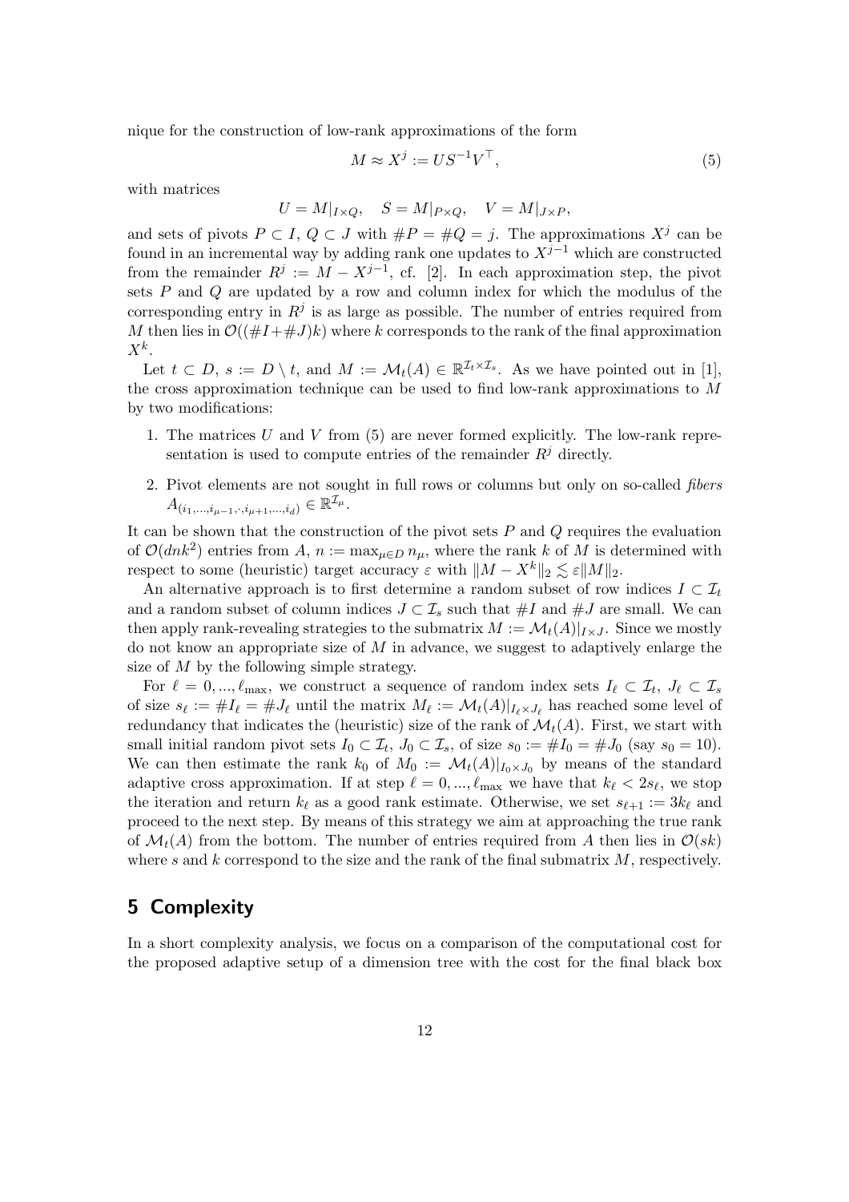nique for the construction of low-rank approximations of the form

$$M \approx X^j := US^{-1}V^\top, \tag{5}$$

with matrices

$$U = M|_{I\times Q}, \quad S = M|_{P\times Q}, \quad V = M|_{J\times P},$$

and sets of pivots $P \subset I$, $Q \subset J$ with $\#P = \#Q = j$. The approximations $X^j$ can be found in an incremental way by adding rank one updates to $X^{j-1}$ which are constructed from the remainder $R^j := M - X^{j-1}$, cf. [2]. In each approximation step, the pivot sets $P$ and $Q$ are updated by a row and column index for which the modulus of the corresponding entry in $R^j$ is as large as possible. The number of entries required from $M$ then lies in $\mathcal{O}((\#I+\#J)k)$ where $k$ corresponds to the rank of the final approximation $X^k$.

Let $t \subset D$, $s := D \setminus t$, and $M := \mathcal{M}_t(A) \in \mathbb{R}^{\mathcal{I}_t \times \mathcal{I}_s}$. As we have pointed out in [1], the cross approximation technique can be used to find low-rank approximations to $M$ by two modifications:

1. The matrices $U$ and $V$ from (5) are never formed explicitly. The low-rank representation is used to compute entries of the remainder $R^j$ directly.
2. Pivot elements are not sought in full rows or columns but only on so-called *fibers* $A_{(i_1,\dots,i_{\mu-1},\cdot,i_{\mu+1},\dots,i_d)} \in \mathbb{R}^{\mathcal{I}_\mu}$.

It can be shown that the construction of the pivot sets $P$ and $Q$ requires the evaluation of $\mathcal{O}(dnk^2)$ entries from $A$, $n := \max_{\mu\in D} n_\mu$, where the rank $k$ of $M$ is determined with respect to some (heuristic) target accuracy $\varepsilon$ with $\|M - X^k\|_2 \lesssim \varepsilon\|M\|_2$.

An alternative approach is to first determine a random subset of row indices $I \subset \mathcal{I}_t$ and a random subset of column indices $J \subset \mathcal{I}_s$ such that $\#I$ and $\#J$ are small. We can then apply rank-revealing strategies to the submatrix $M := \mathcal{M}_t(A)|_{I\times J}$. Since we mostly do not know an appropriate size of $M$ in advance, we suggest to adaptively enlarge the size of $M$ by the following simple strategy.

For $\ell = 0, ..., \ell_{\max}$, we construct a sequence of random index sets $I_\ell \subset \mathcal{I}_t$, $J_\ell \subset \mathcal{I}_s$ of size $s_\ell := \#I_\ell = \#J_\ell$ until the matrix $M_\ell := \mathcal{M}_t(A)|_{I_\ell\times J_\ell}$ has reached some level of redundancy that indicates the (heuristic) size of the rank of $\mathcal{M}_t(A)$. First, we start with small initial random pivot sets $I_0 \subset \mathcal{I}_t$, $J_0 \subset \mathcal{I}_s$, of size $s_0 := \#I_0 = \#J_0$ (say $s_0 = 10$). We can then estimate the rank $k_0$ of $M_0 := \mathcal{M}_t(A)|_{I_0\times J_0}$ by means of the standard adaptive cross approximation. If at step $\ell = 0, ..., \ell_{\max}$ we have that $k_\ell < 2s_\ell$, we stop the iteration and return $k_\ell$ as a good rank estimate. Otherwise, we set $s_{\ell+1} := 3k_\ell$ and proceed to the next step. By means of this strategy we aim at approaching the true rank of $\mathcal{M}_t(A)$ from the bottom. The number of entries required from $A$ then lies in $\mathcal{O}(sk)$ where $s$ and $k$ correspond to the size and the rank of the final submatrix $M$, respectively.

## 5 Complexity

In a short complexity analysis, we focus on a comparison of the computational cost for the proposed adaptive setup of a dimension tree with the cost for the final black box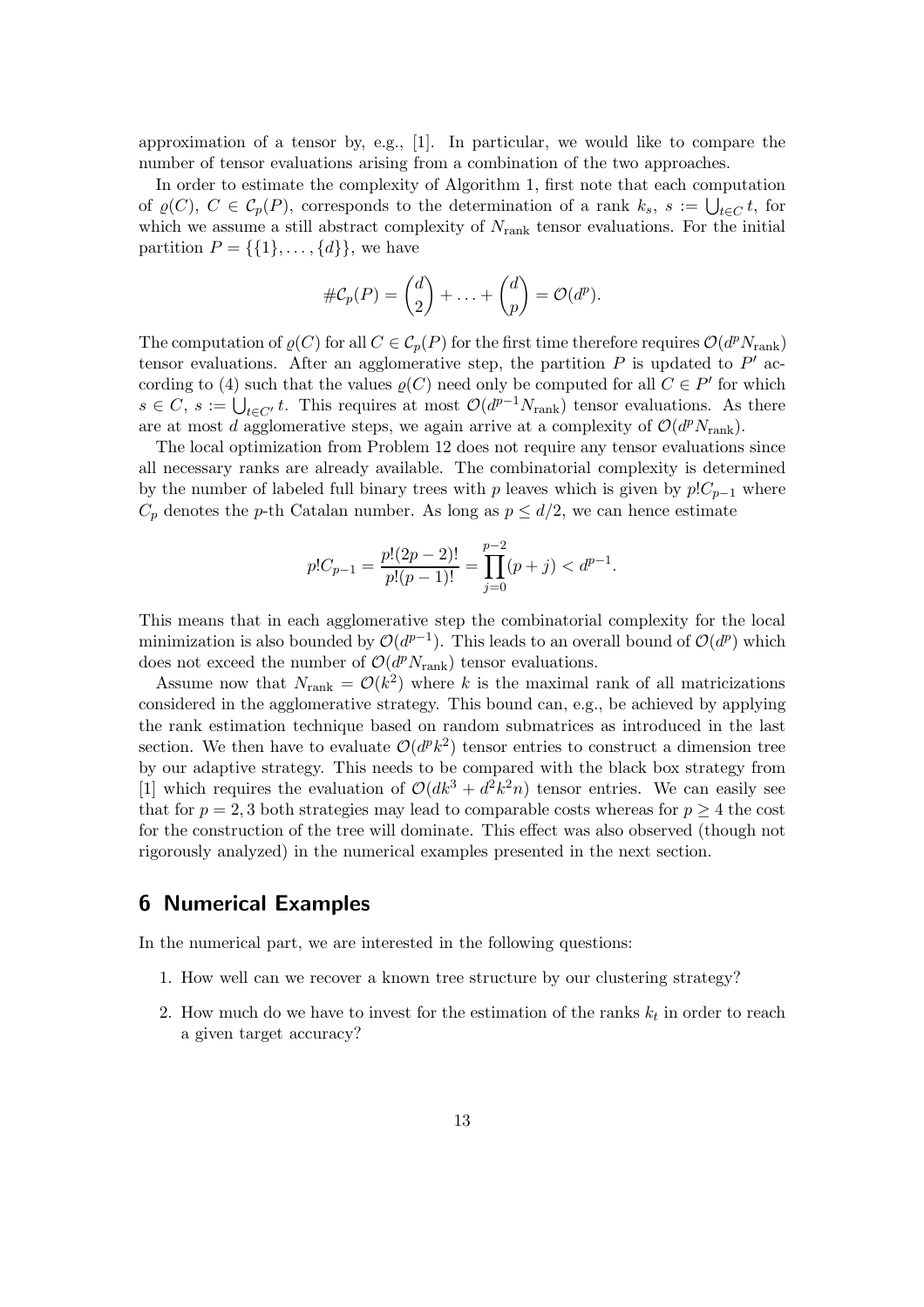approximation of a tensor by, e.g., [1]. In particular, we would like to compare the number of tensor evaluations arising from a combination of the two approaches.

In order to estimate the complexity of Algorithm 1, first note that each computation of $\varrho(C)$, $C \in \mathcal{C}_p(P)$, corresponds to the determination of a rank $k_s$, $s := \bigcup_{t \in C} t$, for which we assume a still abstract complexity of $N_{\text{rank}}$ tensor evaluations. For the initial partition $P = \{\{1\}, \dots, \{d\}\}$, we have

$$\#\mathcal{C}_p(P) = \binom{d}{2} + \ldots + \binom{d}{p} = \mathcal{O}(d^p).$$

The computation of $\varrho(C)$ for all $C \in \mathcal{C}_p(P)$ for the first time therefore requires $\mathcal{O}(d^p N_{\text{rank}})$ tensor evaluations. After an agglomerative step, the partition $P$ is updated to $P'$ according to (4) such that the values $\varrho(C)$ need only be computed for all $C \in P'$ for which $s \in C$, $s := \bigcup_{t \in C'} t$. This requires at most $\mathcal{O}(d^{p-1} N_{\text{rank}})$ tensor evaluations. As there are at most $d$ agglomerative steps, we again arrive at a complexity of $\mathcal{O}(d^p N_{\text{rank}})$.

The local optimization from Problem 12 does not require any tensor evaluations since all necessary ranks are already available. The combinatorial complexity is determined by the number of labeled full binary trees with $p$ leaves which is given by $p!C_{p-1}$ where $C_p$ denotes the $p$-th Catalan number. As long as $p \leq d/2$, we can hence estimate

$$p!C_{p-1} = \frac{p!(2p-2)!}{p!(p-1)!} = \prod_{j=0}^{p-2} (p+j) < d^{p-1}.$$

This means that in each agglomerative step the combinatorial complexity for the local minimization is also bounded by $\mathcal{O}(d^{p-1})$. This leads to an overall bound of $\mathcal{O}(d^p)$ which does not exceed the number of $\mathcal{O}(d^p N_{\text{rank}})$ tensor evaluations.

Assume now that $N_{\text{rank}} = \mathcal{O}(k^2)$ where $k$ is the maximal rank of all matricizations considered in the agglomerative strategy. This bound can, e.g., be achieved by applying the rank estimation technique based on random submatrices as introduced in the last section. We then have to evaluate $\mathcal{O}(d^p k^2)$ tensor entries to construct a dimension tree by our adaptive strategy. This needs to be compared with the black box strategy from [1] which requires the evaluation of $\mathcal{O}(dk^3 + d^2 k^2 n)$ tensor entries. We can easily see that for $p = 2, 3$ both strategies may lead to comparable costs whereas for $p \geq 4$ the cost for the construction of the tree will dominate. This effect was also observed (though not rigorously analyzed) in the numerical examples presented in the next section.

## 6 Numerical Examples

In the numerical part, we are interested in the following questions:

1. How well can we recover a known tree structure by our clustering strategy?
2. How much do we have to invest for the estimation of the ranks $k_t$ in order to reach a given target accuracy?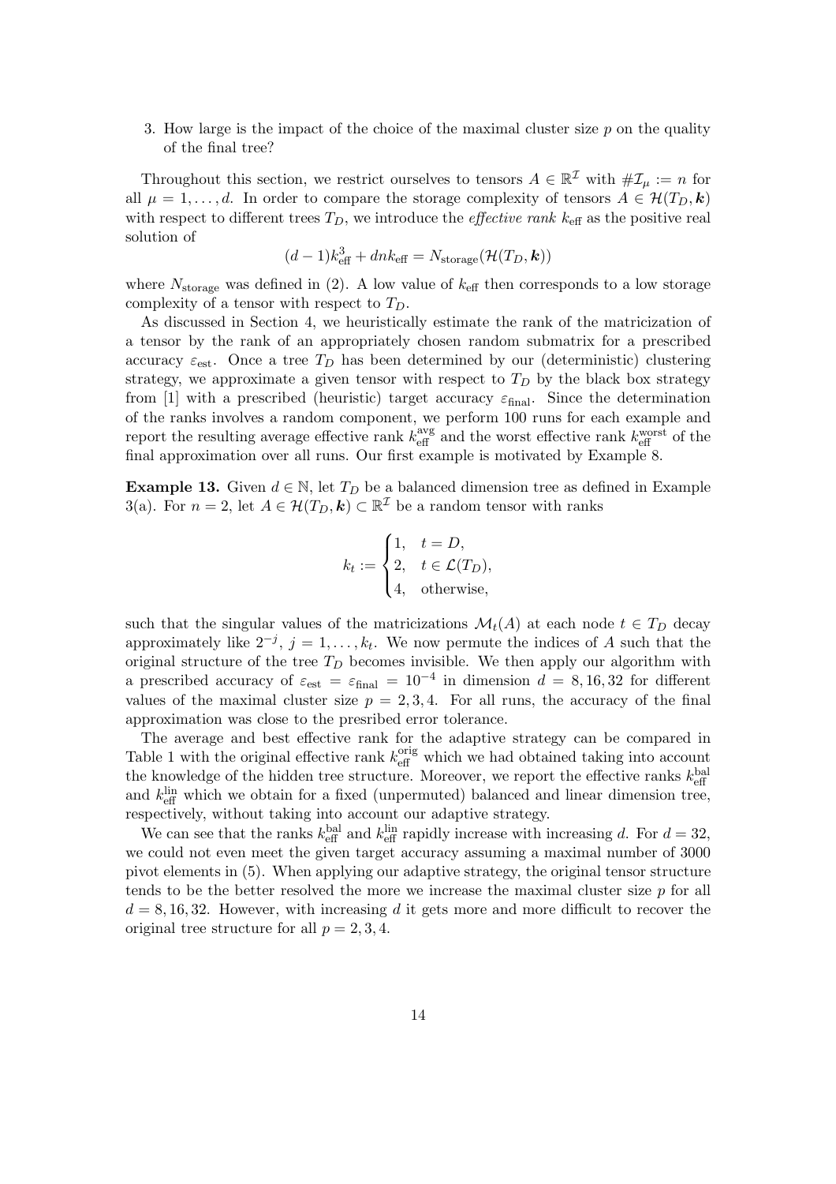3. How large is the impact of the choice of the maximal cluster size $p$ on the quality of the final tree?

Throughout this section, we restrict ourselves to tensors $A \in \mathbb{R}^{\mathcal{I}}$ with $\#\mathcal{I}_\mu := n$ for all $\mu = 1, \ldots, d$. In order to compare the storage complexity of tensors $A \in \mathcal{H}(T_D, \boldsymbol{k})$ with respect to different trees $T_D$, we introduce the *effective rank* $k_{\text{eff}}$ as the positive real solution of

$$(d-1)k_{\text{eff}}^3 + dnk_{\text{eff}} = N_{\text{storage}}(\mathcal{H}(T_D, \boldsymbol{k}))$$

where $N_{\text{storage}}$ was defined in (2). A low value of $k_{\text{eff}}$ then corresponds to a low storage complexity of a tensor with respect to $T_D$.

As discussed in Section 4, we heuristically estimate the rank of the matricization of a tensor by the rank of an appropriately chosen random submatrix for a prescribed accuracy $\varepsilon_{\text{est}}$. Once a tree $T_D$ has been determined by our (deterministic) clustering strategy, we approximate a given tensor with respect to $T_D$ by the black box strategy from [1] with a prescribed (heuristic) target accuracy $\varepsilon_{\text{final}}$. Since the determination of the ranks involves a random component, we perform 100 runs for each example and report the resulting average effective rank $k_{\text{eff}}^{\text{avg}}$ and the worst effective rank $k_{\text{eff}}^{\text{worst}}$ of the final approximation over all runs. Our first example is motivated by Example 8.

**Example 13.** Given $d \in \mathbb{N}$, let $T_D$ be a balanced dimension tree as defined in Example 3(a). For $n = 2$, let $A \in \mathcal{H}(T_D, \boldsymbol{k}) \subset \mathbb{R}^{\mathcal{I}}$ be a random tensor with ranks

$$k_t := \begin{cases} 1, & t = D, \\ 2, & t \in \mathcal{L}(T_D), \\ 4, & \text{otherwise}, \end{cases}$$

such that the singular values of the matricizations $\mathcal{M}_t(A)$ at each node $t \in T_D$ decay approximately like $2^{-j}$, $j = 1, \ldots, k_t$. We now permute the indices of $A$ such that the original structure of the tree $T_D$ becomes invisible. We then apply our algorithm with a prescribed accuracy of $\varepsilon_{\text{est}} = \varepsilon_{\text{final}} = 10^{-4}$ in dimension $d = 8, 16, 32$ for different values of the maximal cluster size $p = 2, 3, 4$. For all runs, the accuracy of the final approximation was close to the presribed error tolerance.

The average and best effective rank for the adaptive strategy can be compared in Table 1 with the original effective rank $k_{\text{eff}}^{\text{orig}}$ which we had obtained taking into account the knowledge of the hidden tree structure. Moreover, we report the effective ranks $k_{\text{eff}}^{\text{bal}}$ and $k_{\text{eff}}^{\text{lin}}$ which we obtain for a fixed (unpermuted) balanced and linear dimension tree, respectively, without taking into account our adaptive strategy.

We can see that the ranks $k_{\text{eff}}^{\text{bal}}$ and $k_{\text{eff}}^{\text{lin}}$ rapidly increase with increasing $d$. For $d = 32$, we could not even meet the given target accuracy assuming a maximal number of 3000 pivot elements in (5). When applying our adaptive strategy, the original tensor structure tends to be the better resolved the more we increase the maximal cluster size $p$ for all $d = 8, 16, 32$. However, with increasing $d$ it gets more and more difficult to recover the original tree structure for all $p = 2, 3, 4$.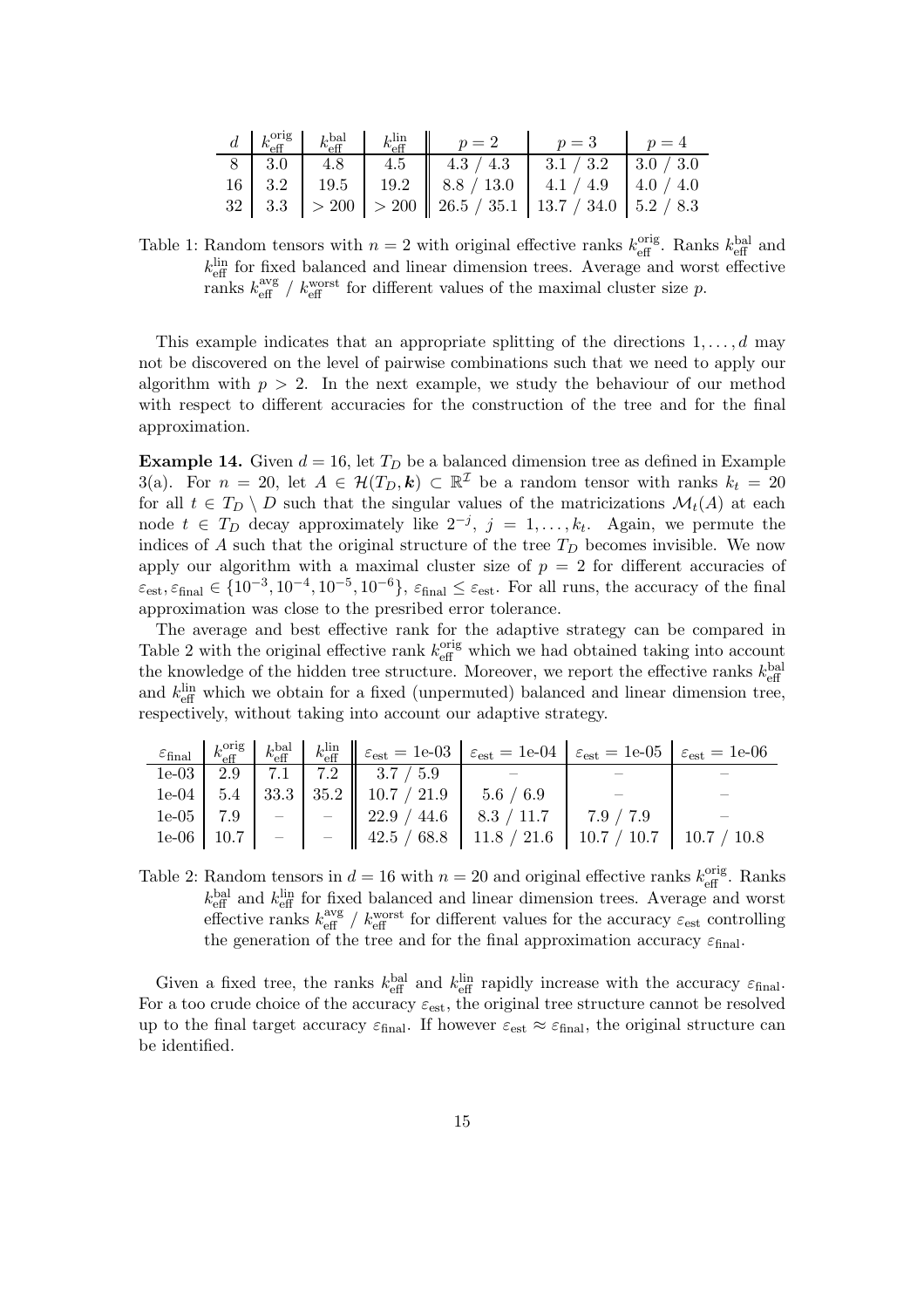| $d$ | $k_{\text{eff}}^{\text{orig}}$ | $k_{\text{eff}}^{\text{bal}}$ | $k_{\text{eff}}^{\text{lin}}$ | $p=2$ | $p=3$ | $p=4$ |
|---|---|---|---|---|---|---|
| 8 | 3.0 | 4.8 | 4.5 | 4.3 / 4.3 | 3.1 / 3.2 | 3.0 / 3.0 |
| 16 | 3.2 | 19.5 | 19.2 | 8.8 / 13.0 | 4.1 / 4.9 | 4.0 / 4.0 |
| 32 | 3.3 | $>200$ | $>200$ | 26.5 / 35.1 | 13.7 / 34.0 | 5.2 / 8.3 |

Table 1: Random tensors with $n = 2$ with original effective ranks $k_{\text{eff}}^{\text{orig}}$. Ranks $k_{\text{eff}}^{\text{bal}}$ and $k_{\text{eff}}^{\text{lin}}$ for fixed balanced and linear dimension trees. Average and worst effective ranks $k_{\text{eff}}^{\text{avg}}$ / $k_{\text{eff}}^{\text{worst}}$ for different values of the maximal cluster size $p$.

This example indicates that an appropriate splitting of the directions $1, \ldots, d$ may not be discovered on the level of pairwise combinations such that we need to apply our algorithm with $p > 2$. In the next example, we study the behaviour of our method with respect to different accuracies for the construction of the tree and for the final approximation.

**Example 14.** Given $d = 16$, let $T_D$ be a balanced dimension tree as defined in Example 3(a). For $n = 20$, let $A \in \mathcal{H}(T_D, \boldsymbol{k}) \subset \mathbb{R}^{\mathcal{I}}$ be a random tensor with ranks $k_t = 20$ for all $t \in T_D \setminus D$ such that the singular values of the matricizations $\mathcal{M}_t(A)$ at each node $t \in T_D$ decay approximately like $2^{-j}$, $j = 1, \ldots, k_t$. Again, we permute the indices of $A$ such that the original structure of the tree $T_D$ becomes invisible. We now apply our algorithm with a maximal cluster size of $p = 2$ for different accuracies of $\varepsilon_{\text{est}}, \varepsilon_{\text{final}} \in \{10^{-3}, 10^{-4}, 10^{-5}, 10^{-6}\}$, $\varepsilon_{\text{final}} \le \varepsilon_{\text{est}}$. For all runs, the accuracy of the final approximation was close to the presribed error tolerance.

The average and best effective rank for the adaptive strategy can be compared in Table 2 with the original effective rank $k_{\text{eff}}^{\text{orig}}$ which we had obtained taking into account the knowledge of the hidden tree structure. Moreover, we report the effective ranks $k_{\text{eff}}^{\text{bal}}$ and $k_{\text{eff}}^{\text{lin}}$ which we obtain for a fixed (unpermuted) balanced and linear dimension tree, respectively, without taking into account our adaptive strategy.

| $\varepsilon_{\text{final}}$ | $k_{\text{eff}}^{\text{orig}}$ | $k_{\text{eff}}^{\text{bal}}$ | $k_{\text{eff}}^{\text{lin}}$ | $\varepsilon_{\text{est}} = $ 1e-03 | $\varepsilon_{\text{est}} = $ 1e-04 | $\varepsilon_{\text{est}} = $ 1e-05 | $\varepsilon_{\text{est}} = $ 1e-06 |
|---|---|---|---|---|---|---|---|
| 1e-03 | 2.9 | 7.1 | 7.2 | 3.7 / 5.9 | – | – | – |
| 1e-04 | 5.4 | 33.3 | 35.2 | 10.7 / 21.9 | 5.6 / 6.9 | – | – |
| 1e-05 | 7.9 | – | – | 22.9 / 44.6 | 8.3 / 11.7 | 7.9 / 7.9 | – |
| 1e-06 | 10.7 | – | – | 42.5 / 68.8 | 11.8 / 21.6 | 10.7 / 10.7 | 10.7 / 10.8 |

Table 2: Random tensors in $d = 16$ with $n = 20$ and original effective ranks $k_{\text{eff}}^{\text{orig}}$. Ranks $k_{\text{eff}}^{\text{bal}}$ and $k_{\text{eff}}^{\text{lin}}$ for fixed balanced and linear dimension trees. Average and worst effective ranks $k_{\text{eff}}^{\text{avg}}$ / $k_{\text{eff}}^{\text{worst}}$ for different values for the accuracy $\varepsilon_{\text{est}}$ controlling the generation of the tree and for the final approximation accuracy $\varepsilon_{\text{final}}$.

Given a fixed tree, the ranks $k_{\text{eff}}^{\text{bal}}$ and $k_{\text{eff}}^{\text{lin}}$ rapidly increase with the accuracy $\varepsilon_{\text{final}}$. For a too crude choice of the accuracy $\varepsilon_{\text{est}}$, the original tree structure cannot be resolved up to the final target accuracy $\varepsilon_{\text{final}}$. If however $\varepsilon_{\text{est}} \approx \varepsilon_{\text{final}}$, the original structure can be identified.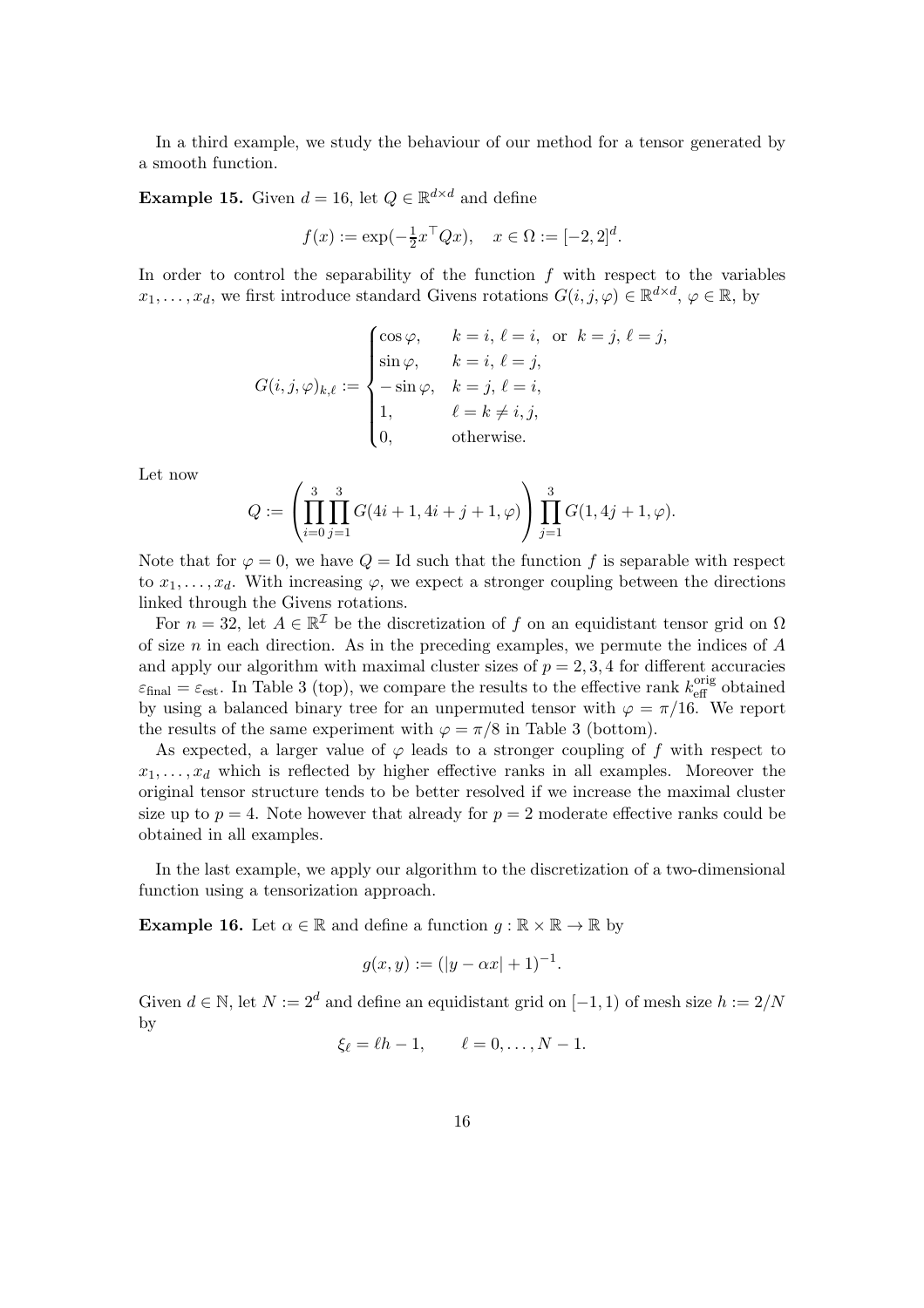In a third example, we study the behaviour of our method for a tensor generated by a smooth function.

**Example 15.** Given $d = 16$, let $Q \in \mathbb{R}^{d\times d}$ and define

$$f(x) := \exp(-\tfrac{1}{2}x^\top Qx), \quad x \in \Omega := [-2,2]^d.$$

In order to control the separability of the function $f$ with respect to the variables $x_1,\dots,x_d$, we first introduce standard Givens rotations $G(i,j,\varphi) \in \mathbb{R}^{d\times d}$, $\varphi \in \mathbb{R}$, by

$$G(i,j,\varphi)_{k,\ell} := \begin{cases} \cos\varphi, & k=i,\ \ell=i, \ \text{ or } \ k=j,\ \ell=j, \\ \sin\varphi, & k=i,\ \ell=j, \\ -\sin\varphi, & k=j,\ \ell=i, \\ 1, & \ell=k\neq i,j, \\ 0, & \text{otherwise.} \end{cases}$$

Let now

$$Q := \left(\prod_{i=0}^{3}\prod_{j=1}^{3} G(4i+1, 4i+j+1, \varphi)\right)\prod_{j=1}^{3} G(1, 4j+1, \varphi).$$

Note that for $\varphi = 0$, we have $Q = \mathrm{Id}$ such that the function $f$ is separable with respect to $x_1,\dots,x_d$. With increasing $\varphi$, we expect a stronger coupling between the directions linked through the Givens rotations.

For $n = 32$, let $A \in \mathbb{R}^{\mathcal{I}}$ be the discretization of $f$ on an equidistant tensor grid on $\Omega$ of size $n$ in each direction. As in the preceding examples, we permute the indices of $A$ and apply our algorithm with maximal cluster sizes of $p = 2,3,4$ for different accuracies $\varepsilon_{\text{final}} = \varepsilon_{\text{est}}$. In Table 3 (top), we compare the results to the effective rank $k_{\text{eff}}^{\text{orig}}$ obtained by using a balanced binary tree for an unpermuted tensor with $\varphi = \pi/16$. We report the results of the same experiment with $\varphi = \pi/8$ in Table 3 (bottom).

As expected, a larger value of $\varphi$ leads to a stronger coupling of $f$ with respect to $x_1,\dots,x_d$ which is reflected by higher effective ranks in all examples. Moreover the original tensor structure tends to be better resolved if we increase the maximal cluster size up to $p = 4$. Note however that already for $p = 2$ moderate effective ranks could be obtained in all examples.

In the last example, we apply our algorithm to the discretization of a two-dimensional function using a tensorization approach.

**Example 16.** Let $\alpha \in \mathbb{R}$ and define a function $g : \mathbb{R}\times\mathbb{R} \to \mathbb{R}$ by

$$g(x,y) := (|y-\alpha x| + 1)^{-1}.$$

Given $d \in \mathbb{N}$, let $N := 2^d$ and define an equidistant grid on $[-1,1)$ of mesh size $h := 2/N$ by

$$\xi_\ell = \ell h - 1, \qquad \ell = 0,\dots,N-1.$$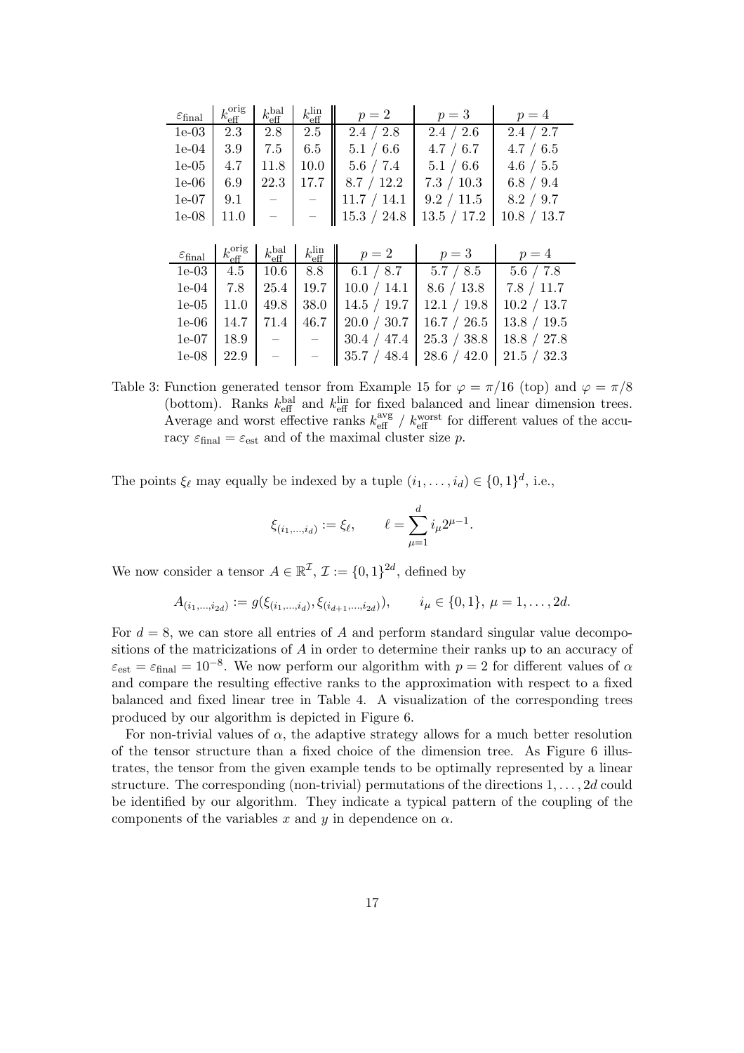| $\varepsilon_{\text{final}}$ | $k_{\text{eff}}^{\text{orig}}$ | $k_{\text{eff}}^{\text{bal}}$ | $k_{\text{eff}}^{\text{lin}}$ | $p = 2$ | $p = 3$ | $p = 4$ |
|---|---|---|---|---|---|---|
| 1e-03 | 2.3 | 2.8 | 2.5 | 2.4 / 2.8 | 2.4 / 2.6 | 2.4 / 2.7 |
| 1e-04 | 3.9 | 7.5 | 6.5 | 5.1 / 6.6 | 4.7 / 6.7 | 4.7 / 6.5 |
| 1e-05 | 4.7 | 11.8 | 10.0 | 5.6 / 7.4 | 5.1 / 6.6 | 4.6 / 5.5 |
| 1e-06 | 6.9 | 22.3 | 17.7 | 8.7 / 12.2 | 7.3 / 10.3 | 6.8 / 9.4 |
| 1e-07 | 9.1 | – | – | 11.7 / 14.1 | 9.2 / 11.5 | 8.2 / 9.7 |
| 1e-08 | 11.0 | – | – | 15.3 / 24.8 | 13.5 / 17.2 | 10.8 / 13.7 |

| $\varepsilon_{\text{final}}$ | $k_{\text{eff}}^{\text{orig}}$ | $k_{\text{eff}}^{\text{bal}}$ | $k_{\text{eff}}^{\text{lin}}$ | $p = 2$ | $p = 3$ | $p = 4$ |
|---|---|---|---|---|---|---|
| 1e-03 | 4.5 | 10.6 | 8.8 | 6.1 / 8.7 | 5.7 / 8.5 | 5.6 / 7.8 |
| 1e-04 | 7.8 | 25.4 | 19.7 | 10.0 / 14.1 | 8.6 / 13.8 | 7.8 / 11.7 |
| 1e-05 | 11.0 | 49.8 | 38.0 | 14.5 / 19.7 | 12.1 / 19.8 | 10.2 / 13.7 |
| 1e-06 | 14.7 | 71.4 | 46.7 | 20.0 / 30.7 | 16.7 / 26.5 | 13.8 / 19.5 |
| 1e-07 | 18.9 | – | – | 30.4 / 47.4 | 25.3 / 38.8 | 18.8 / 27.8 |
| 1e-08 | 22.9 | – | – | 35.7 / 48.4 | 28.6 / 42.0 | 21.5 / 32.3 |

Table 3: Function generated tensor from Example 15 for $\varphi = \pi/16$ (top) and $\varphi = \pi/8$ (bottom). Ranks $k_{\text{eff}}^{\text{bal}}$ and $k_{\text{eff}}^{\text{lin}}$ for fixed balanced and linear dimension trees. Average and worst effective ranks $k_{\text{eff}}^{\text{avg}}$ / $k_{\text{eff}}^{\text{worst}}$ for different values of the accuracy $\varepsilon_{\text{final}} = \varepsilon_{\text{est}}$ and of the maximal cluster size $p$.

The points $\xi_\ell$ may equally be indexed by a tuple $(i_1, \ldots, i_d) \in \{0, 1\}^d$, i.e.,

$$\xi_{(i_1,\ldots,i_d)} := \xi_\ell, \qquad \ell = \sum_{\mu=1}^{d} i_\mu 2^{\mu-1}.$$

We now consider a tensor $A \in \mathbb{R}^{\mathcal{I}}$, $\mathcal{I} := \{0, 1\}^{2d}$, defined by

$$A_{(i_1,\ldots,i_{2d})} := g(\xi_{(i_1,\ldots,i_d)}, \xi_{(i_{d+1},\ldots,i_{2d})}), \qquad i_\mu \in \{0, 1\},\ \mu = 1, \ldots, 2d.$$

For $d = 8$, we can store all entries of $A$ and perform standard singular value decompositions of the matricizations of $A$ in order to determine their ranks up to an accuracy of $\varepsilon_{\text{est}} = \varepsilon_{\text{final}} = 10^{-8}$. We now perform our algorithm with $p = 2$ for different values of $\alpha$ and compare the resulting effective ranks to the approximation with respect to a fixed balanced and fixed linear tree in Table 4. A visualization of the corresponding trees produced by our algorithm is depicted in Figure 6.

For non-trivial values of $\alpha$, the adaptive strategy allows for a much better resolution of the tensor structure than a fixed choice of the dimension tree. As Figure 6 illustrates, the tensor from the given example tends to be optimally represented by a linear structure. The corresponding (non-trivial) permutations of the directions $1, \ldots, 2d$ could be identified by our algorithm. They indicate a typical pattern of the coupling of the components of the variables $x$ and $y$ in dependence on $\alpha$.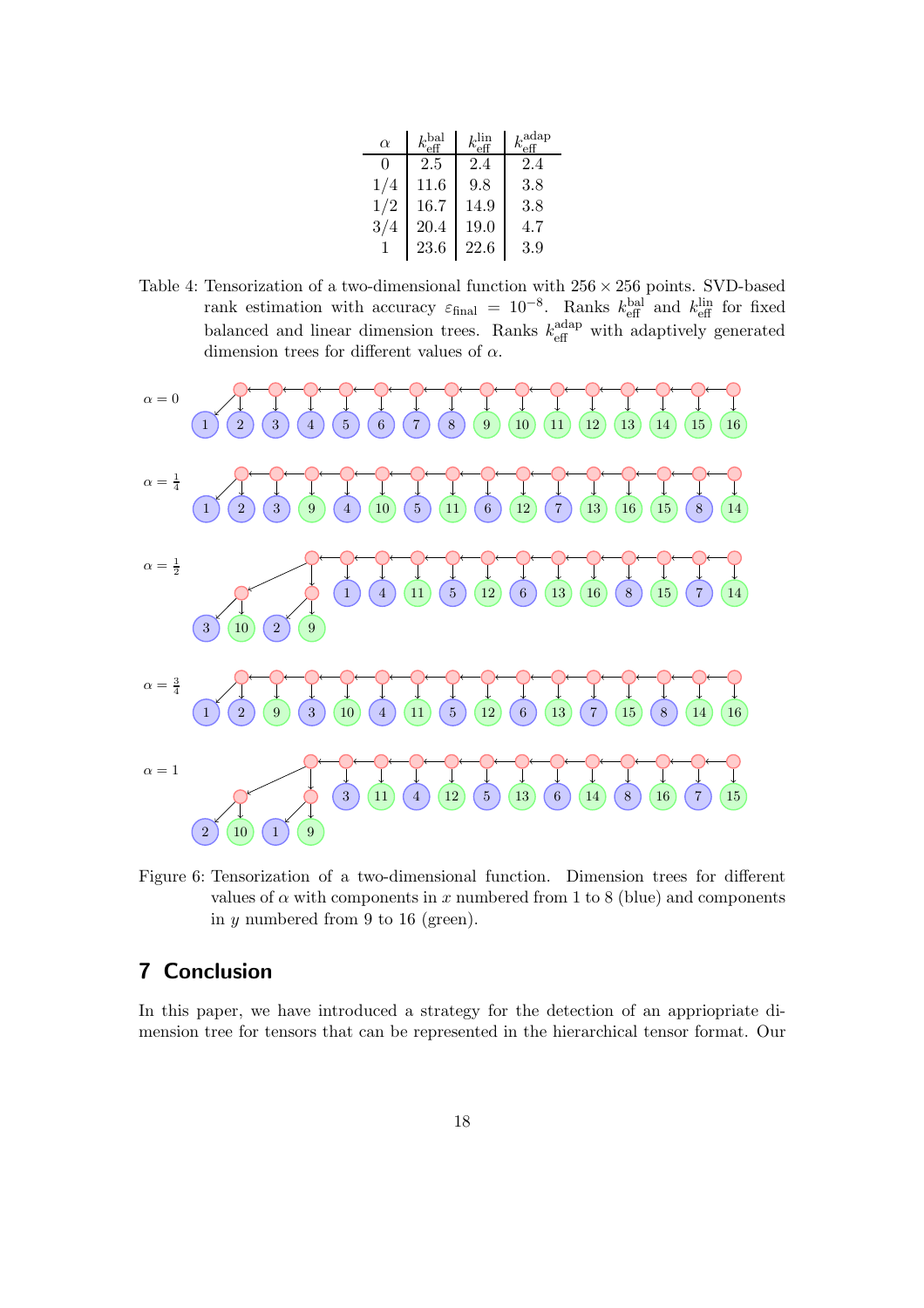| $\alpha$ | $k_{\text{eff}}^{\text{bal}}$ | $k_{\text{eff}}^{\text{lin}}$ | $k_{\text{eff}}^{\text{adap}}$ |
|---|---|---|---|
| 0 | 2.5 | 2.4 | 2.4 |
| 1/4 | 11.6 | 9.8 | 3.8 |
| 1/2 | 16.7 | 14.9 | 3.8 |
| 3/4 | 20.4 | 19.0 | 4.7 |
| 1 | 23.6 | 22.6 | 3.9 |

Table 4: Tensorization of a two-dimensional function with $256 \times 256$ points. SVD-based rank estimation with accuracy $\varepsilon_{\text{final}} = 10^{-8}$. Ranks $k_{\text{eff}}^{\text{bal}}$ and $k_{\text{eff}}^{\text{lin}}$ for fixed balanced and linear dimension trees. Ranks $k_{\text{eff}}^{\text{adap}}$ with adaptively generated dimension trees for different values of $\alpha$.

$\alpha = 0$

1 2 3 4 5 6 7 8 9 10 11 12 13 14 15 16

$\alpha = \frac{1}{4}$

1 2 3 9 4 10 5 11 6 12 7 13 16 15 8 14

$\alpha = \frac{1}{2}$

1 4 11 5 12 6 13 16 8 15 7 14

3 10 2 9

$\alpha = \frac{3}{4}$

1 2 9 3 10 4 11 5 12 6 13 7 15 8 14 16

$\alpha = 1$

3 11 4 12 5 13 6 14 8 16 7 15

2 10 1 9

Figure 6: Tensorization of a two-dimensional function. Dimension trees for different values of $\alpha$ with components in $x$ numbered from 1 to 8 (blue) and components in $y$ numbered from 9 to 16 (green).

## 7 Conclusion

In this paper, we have introduced a strategy for the detection of an appriopriate dimension tree for tensors that can be represented in the hierarchical tensor format. Our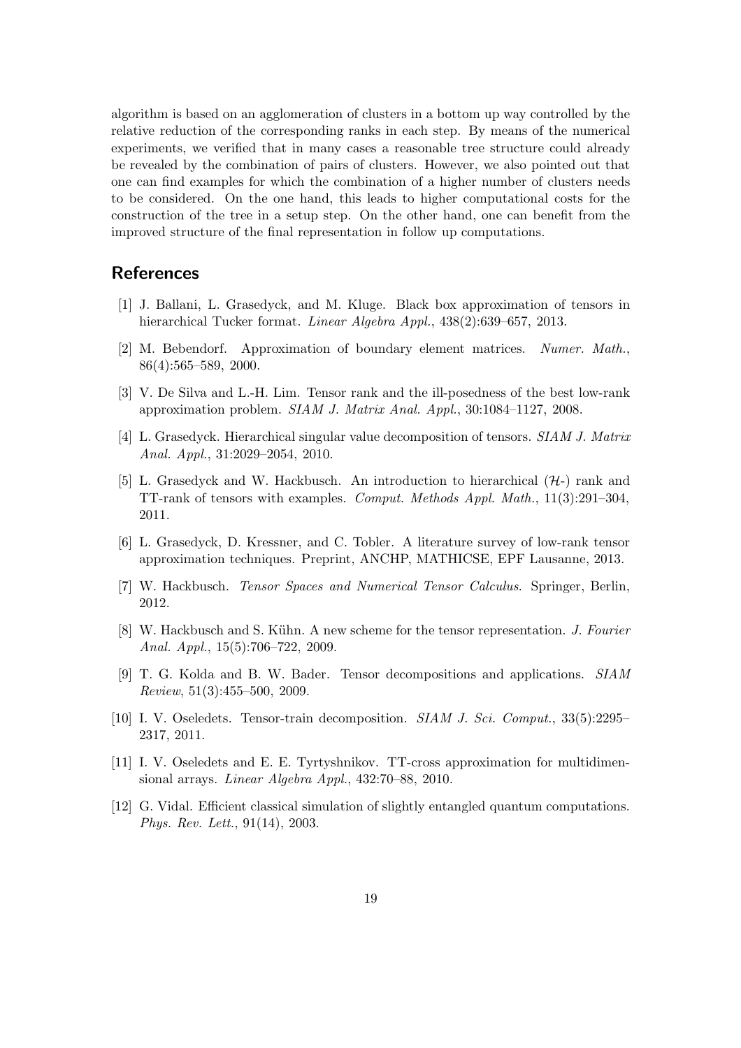algorithm is based on an agglomeration of clusters in a bottom up way controlled by the relative reduction of the corresponding ranks in each step. By means of the numerical experiments, we verified that in many cases a reasonable tree structure could already be revealed by the combination of pairs of clusters. However, we also pointed out that one can find examples for which the combination of a higher number of clusters needs to be considered. On the one hand, this leads to higher computational costs for the construction of the tree in a setup step. On the other hand, one can benefit from the improved structure of the final representation in follow up computations.

## References

[1] J. Ballani, L. Grasedyck, and M. Kluge. Black box approximation of tensors in hierarchical Tucker format. *Linear Algebra Appl.*, 438(2):639–657, 2013.

[2] M. Bebendorf. Approximation of boundary element matrices. *Numer. Math.*, 86(4):565–589, 2000.

[3] V. De Silva and L.-H. Lim. Tensor rank and the ill-posedness of the best low-rank approximation problem. *SIAM J. Matrix Anal. Appl.*, 30:1084–1127, 2008.

[4] L. Grasedyck. Hierarchical singular value decomposition of tensors. *SIAM J. Matrix Anal. Appl.*, 31:2029–2054, 2010.

[5] L. Grasedyck and W. Hackbusch. An introduction to hierarchical ($\mathcal{H}$-) rank and TT-rank of tensors with examples. *Comput. Methods Appl. Math.*, 11(3):291–304, 2011.

[6] L. Grasedyck, D. Kressner, and C. Tobler. A literature survey of low-rank tensor approximation techniques. Preprint, ANCHP, MATHICSE, EPF Lausanne, 2013.

[7] W. Hackbusch. *Tensor Spaces and Numerical Tensor Calculus*. Springer, Berlin, 2012.

[8] W. Hackbusch and S. Kühn. A new scheme for the tensor representation. *J. Fourier Anal. Appl.*, 15(5):706–722, 2009.

[9] T. G. Kolda and B. W. Bader. Tensor decompositions and applications. *SIAM Review*, 51(3):455–500, 2009.

[10] I. V. Oseledets. Tensor-train decomposition. *SIAM J. Sci. Comput.*, 33(5):2295–2317, 2011.

[11] I. V. Oseledets and E. E. Tyrtyshnikov. TT-cross approximation for multidimensional arrays. *Linear Algebra Appl.*, 432:70–88, 2010.

[12] G. Vidal. Efficient classical simulation of slightly entangled quantum computations. *Phys. Rev. Lett.*, 91(14), 2003.